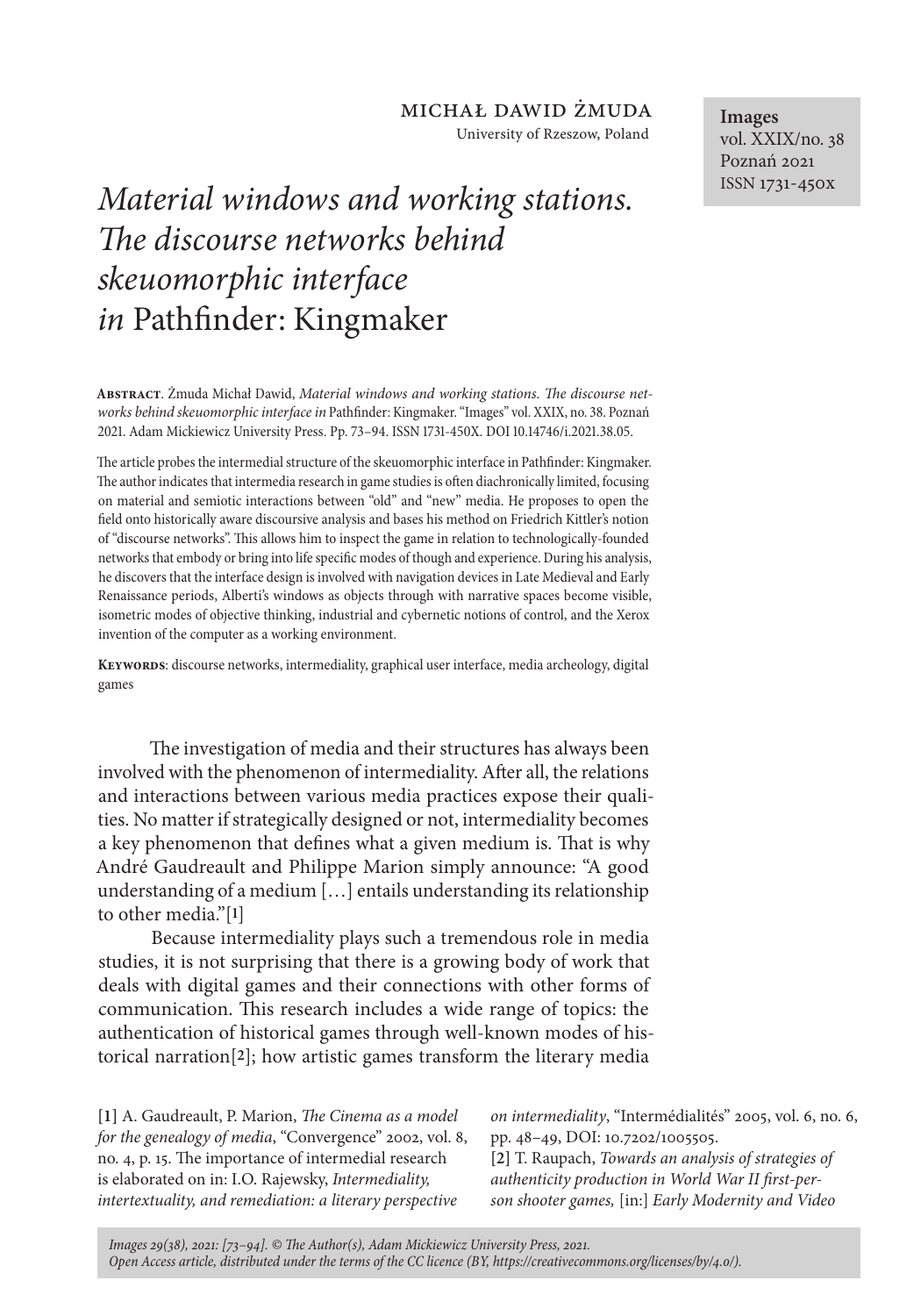MICHAŁ DAWID ŻMUDA
University of Rzeszow, Poland

**Images**
vol. XXIX/no. 38
Poznań 2021
ISSN 1731-450X

# *Material windows and working stations. The discourse networks behind skeuomorphic interface in* Pathfinder: Kingmaker

**ABSTRACT**. Żmuda Michał Dawid, *Material windows and working stations. The discourse networks behind skeuomorphic interface in* Pathfinder: Kingmaker. "Images" vol. XXIX, no. 38. Poznań 2021. Adam Mickiewicz University Press. Pp. 73–94. ISSN 1731-450X. DOI 10.14746/i.2021.38.05.

The article probes the intermedial structure of the skeuomorphic interface in Pathfinder: Kingmaker. The author indicates that intermedia research in game studies is often diachronically limited, focusing on material and semiotic interactions between "old" and "new" media. He proposes to open the field onto historically aware discursive analysis and bases his method on Friedrich Kittler's notion of "discourse networks". This allows him to inspect the game in relation to technologically-founded networks that embody or bring into life specific modes of though and experience. During his analysis, he discovers that the interface design is involved with navigation devices in Late Medieval and Early Renaissance periods, Alberti's windows as objects through with narrative spaces become visible, isometric modes of objective thinking, industrial and cybernetic notions of control, and the Xerox invention of the computer as a working environment.

**KEYWORDS**: discourse networks, intermediality, graphical user interface, media archeology, digital games

The investigation of media and their structures has always been involved with the phenomenon of intermediality. After all, the relations and interactions between various media practices expose their qualities. No matter if strategically designed or not, intermediality becomes a key phenomenon that defines what a given medium is. That is why André Gaudreault and Philippe Marion simply announce: "A good understanding of a medium […] entails understanding its relationship to other media."[1]

Because intermediality plays such a tremendous role in media studies, it is not surprising that there is a growing body of work that deals with digital games and their connections with other forms of communication. This research includes a wide range of topics: the authentication of historical games through well-known modes of historical narration[2]; how artistic games transform the literary media

[1] A. Gaudreault, P. Marion, *The Cinema as a model for the genealogy of media*, "Convergence" 2002, vol. 8, no. 4, p. 15. The importance of intermedial research is elaborated on in: I.O. Rajewsky, *Intermediality, intertextuality, and remediation: a literary perspective on intermediality*, "Intermédialités" 2005, vol. 6, no. 6, pp. 48–49, DOI: 10.7202/1005505.

[2] T. Raupach, *Towards an analysis of strategies of authenticity production in World War II first-person shooter games,* [in:] *Early Modernity and Video*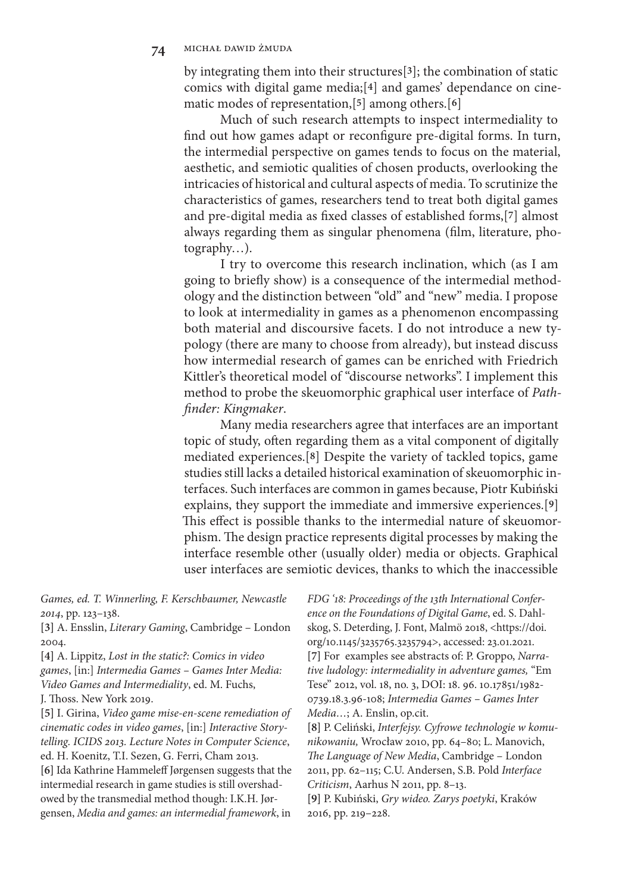by integrating them into their structures[3]; the combination of static comics with digital game media;[4] and games' dependance on cinematic modes of representation,[5] among others.[6]

Much of such research attempts to inspect intermediality to find out how games adapt or reconfigure pre-digital forms. In turn, the intermedial perspective on games tends to focus on the material, aesthetic, and semiotic qualities of chosen products, overlooking the intricacies of historical and cultural aspects of media. To scrutinize the characteristics of games, researchers tend to treat both digital games and pre-digital media as fixed classes of established forms,[7] almost always regarding them as singular phenomena (film, literature, photography…).

I try to overcome this research inclination, which (as I am going to briefly show) is a consequence of the intermedial methodology and the distinction between "old" and "new" media. I propose to look at intermediality in games as a phenomenon encompassing both material and discoursive facets. I do not introduce a new typology (there are many to choose from already), but instead discuss how intermedial research of games can be enriched with Friedrich Kittler's theoretical model of "discourse networks". I implement this method to probe the skeuomorphic graphical user interface of *Pathfinder: Kingmaker*.

Many media researchers agree that interfaces are an important topic of study, often regarding them as a vital component of digitally mediated experiences.[8] Despite the variety of tackled topics, game studies still lacks a detailed historical examination of skeuomorphic interfaces. Such interfaces are common in games because, Piotr Kubiński explains, they support the immediate and immersive experiences.[9] This effect is possible thanks to the intermedial nature of skeuomorphism. The design practice represents digital processes by making the interface resemble other (usually older) media or objects. Graphical user interfaces are semiotic devices, thanks to which the inaccessible

*Games, ed. T. Winnerling, F. Kerschbaumer, Newcastle 2014*, pp. 123–138.

[3] A. Ensslin, *Literary Gaming*, Cambridge – London 2004.

[4] A. Lippitz, *Lost in the static?: Comics in video games*, [in:] *Intermedia Games – Games Inter Media: Video Games and Intermediality*, ed. M. Fuchs, J. Thoss. New York 2019.

[5] I. Girina, *Video game mise-en-scene remediation of cinematic codes in video games*, [in:] *Interactive Storytelling. ICIDS 2013. Lecture Notes in Computer Science*, ed. H. Koenitz, T.I. Sezen, G. Ferri, Cham 2013.

[6] Ida Kathrine Hammeleff Jørgensen suggests that the intermedial research in game studies is still overshadowed by the transmedial method though: I.K.H. Jørgensen, *Media and games: an intermedial framework*, in *FDG '18: Proceedings of the 13th International Conference on the Foundations of Digital Game*, ed. S. Dahlskog, S. Deterding, J. Font, Malmö 2018, <https://doi.org/10.1145/3235765.3235794>, accessed: 23.01.2021.

[7] For examples see abstracts of: P. Groppo, *Narrative ludology: intermediality in adventure games,* "Em Tese" 2012, vol. 18, no. 3, DOI: 18. 96. 10.17851/1982-0739.18.3.96-108; *Intermedia Games – Games Inter Media…*; A. Enslin, op.cit.

[8] P. Celiński, *Interfejsy. Cyfrowe technologie w komunikowaniu,* Wrocław 2010, pp. 64–80; L. Manovich, *The Language of New Media*, Cambridge – London 2011, pp. 62–115; C.U. Andersen, S.B. Pold *Interface Criticism*, Aarhus N 2011, pp. 8–13.

[9] P. Kubiński, *Gry wideo. Zarys poetyki*, Kraków 2016, pp. 219–228.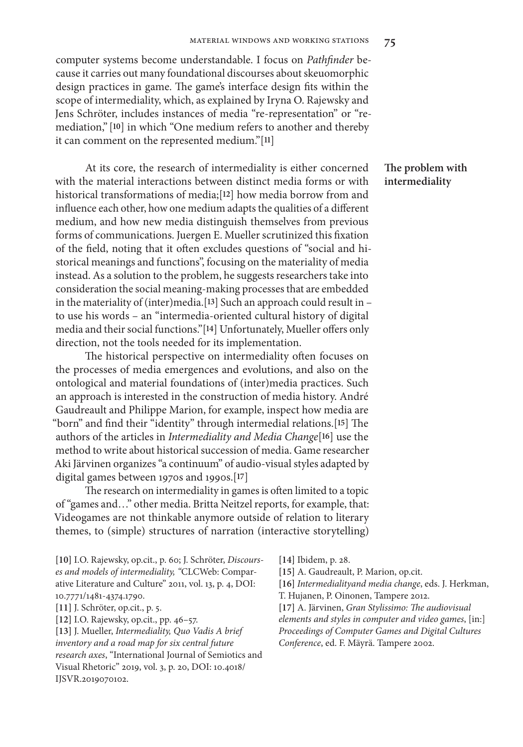computer systems become understandable. I focus on *Pathfinder* because it carries out many foundational discourses about skeuomorphic design practices in game. The game's interface design fits within the scope of intermediality, which, as explained by Iryna O. Rajewsky and Jens Schröter, includes instances of media "re-representation" or "remediation," [10] in which "One medium refers to another and thereby it can comment on the represented medium."[11]

## The problem with intermediality

At its core, the research of intermediality is either concerned with the material interactions between distinct media forms or with historical transformations of media;[12] how media borrow from and influence each other, how one medium adapts the qualities of a different medium, and how new media distinguish themselves from previous forms of communications. Juergen E. Mueller scrutinized this fixation of the field, noting that it often excludes questions of "social and historical meanings and functions", focusing on the materiality of media instead. As a solution to the problem, he suggests researchers take into consideration the social meaning-making processes that are embedded in the materiality of (inter)media.[13] Such an approach could result in – to use his words – an "intermedia-oriented cultural history of digital media and their social functions."[14] Unfortunately, Mueller offers only direction, not the tools needed for its implementation.

The historical perspective on intermediality often focuses on the processes of media emergences and evolutions, and also on the ontological and material foundations of (inter)media practices. Such an approach is interested in the construction of media history. André Gaudreault and Philippe Marion, for example, inspect how media are "born" and find their "identity" through intermedial relations.[15] The authors of the articles in *Intermediality and Media Change*[16] use the method to write about historical succession of media. Game researcher Aki Järvinen organizes "a continuum" of audio-visual styles adapted by digital games between 1970s and 1990s.[17]

The research on intermediality in games is often limited to a topic of "games and…" other media. Britta Neitzel reports, for example, that: Videogames are not thinkable anymore outside of relation to literary themes, to (simple) structures of narration (interactive storytelling)

[10] I.O. Rajewsky, op.cit., p. 60; J. Schröter, *Discourses and models of intermediality,* "CLCWeb: Comparative Literature and Culture" 2011, vol. 13, p. 4, DOI: 10.7771/1481-4374.1790.

[11] J. Schröter, op.cit., p. 5.

[12] I.O. Rajewsky, op.cit., pp. 46–57.

[13] J. Mueller, *Intermediality, Quo Vadis A brief inventory and a road map for six central future research axes*, "International Journal of Semiotics and Visual Rhetoric" 2019, vol. 3, p. 20, DOI: 10.4018/IJSVR.2019070102.

[14] Ibidem, p. 28.

[15] A. Gaudreault, P. Marion, op.cit.

[16] *Intermedialityand media change*, eds. J. Herkman, T. Hujanen, P. Oinonen, Tampere 2012.

[17] A. Järvinen, *Gran Stylissimo: The audiovisual elements and styles in computer and video games*, [in:] *Proceedings of Computer Games and Digital Cultures Conference*, ed. F. Mäyrä. Tampere 2002.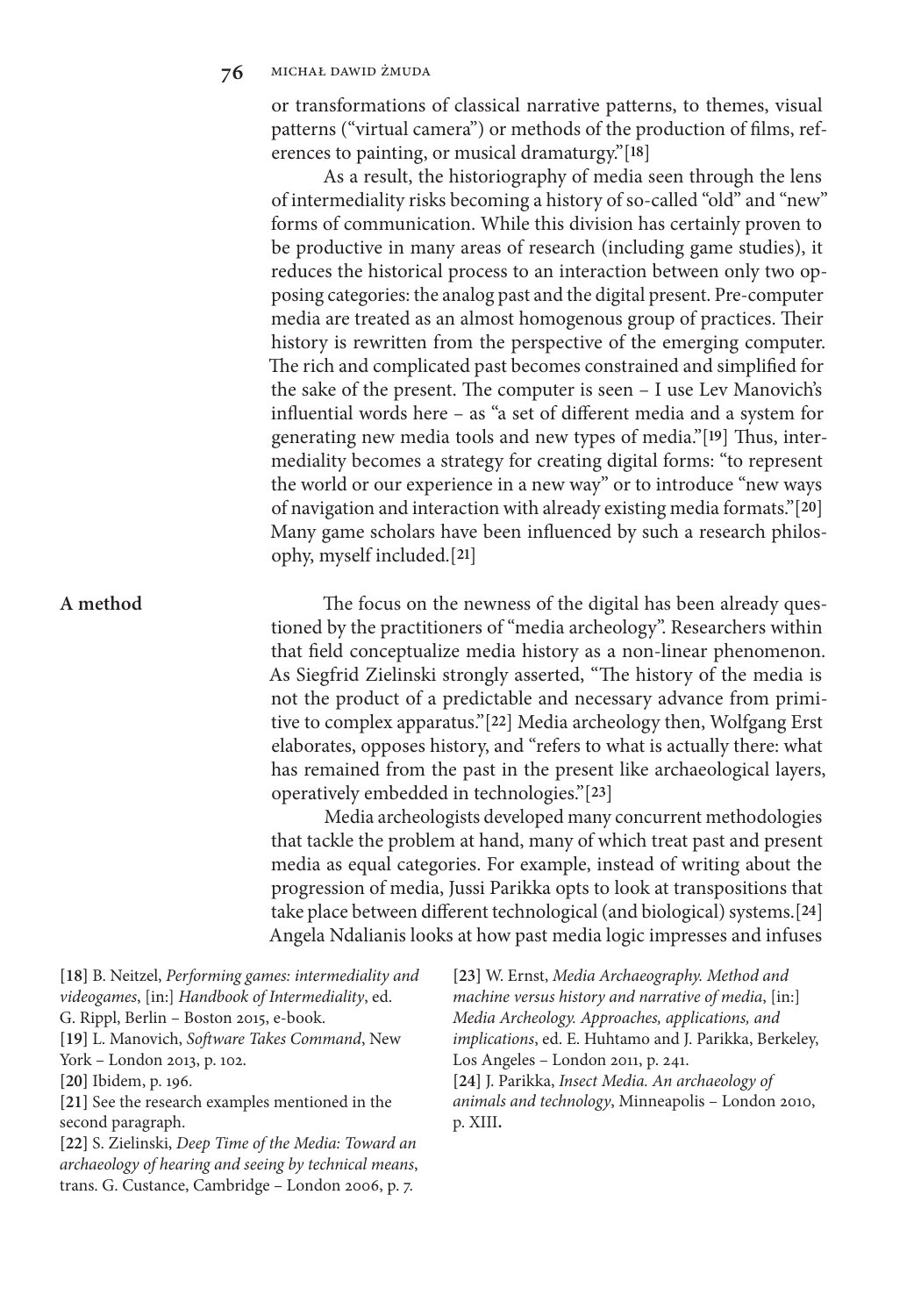or transformations of classical narrative patterns, to themes, visual patterns ("virtual camera") or methods of the production of films, references to painting, or musical dramaturgy."[18]

As a result, the historiography of media seen through the lens of intermediality risks becoming a history of so-called "old" and "new" forms of communication. While this division has certainly proven to be productive in many areas of research (including game studies), it reduces the historical process to an interaction between only two opposing categories: the analog past and the digital present. Pre-computer media are treated as an almost homogenous group of practices. Their history is rewritten from the perspective of the emerging computer. The rich and complicated past becomes constrained and simplified for the sake of the present. The computer is seen – I use Lev Manovich's influential words here – as "a set of different media and a system for generating new media tools and new types of media."[19] Thus, intermediality becomes a strategy for creating digital forms: "to represent the world or our experience in a new way" or to introduce "new ways of navigation and interaction with already existing media formats."[20] Many game scholars have been influenced by such a research philosophy, myself included.[21]

## A method

The focus on the newness of the digital has been already questioned by the practitioners of "media archeology". Researchers within that field conceptualize media history as a non-linear phenomenon. As Siegfrid Zielinski strongly asserted, "The history of the media is not the product of a predictable and necessary advance from primitive to complex apparatus."[22] Media archeology then, Wolfgang Erst elaborates, opposes history, and "refers to what is actually there: what has remained from the past in the present like archaeological layers, operatively embedded in technologies."[23]

Media archeologists developed many concurrent methodologies that tackle the problem at hand, many of which treat past and present media as equal categories. For example, instead of writing about the progression of media, Jussi Parikka opts to look at transpositions that take place between different technological (and biological) systems.[24] Angela Ndalianis looks at how past media logic impresses and infuses

[18] B. Neitzel, *Performing games: intermediality and videogames*, [in:] *Handbook of Intermediality*, ed. G. Rippl, Berlin – Boston 2015, e-book.

[19] L. Manovich, *Software Takes Command*, New York – London 2013, p. 102.

[20] Ibidem, p. 196.

[21] See the research examples mentioned in the second paragraph.

[22] S. Zielinski, *Deep Time of the Media: Toward an archaeology of hearing and seeing by technical means*, trans. G. Custance, Cambridge – London 2006, p. 7.

[23] W. Ernst, *Media Archaeography. Method and machine versus history and narrative of media*, [in:] *Media Archeology. Approaches, applications, and implications*, ed. E. Huhtamo and J. Parikka, Berkeley, Los Angeles – London 2011, p. 241.

[24] J. Parikka, *Insect Media. An archaeology of animals and technology*, Minneapolis – London 2010, p. XIII.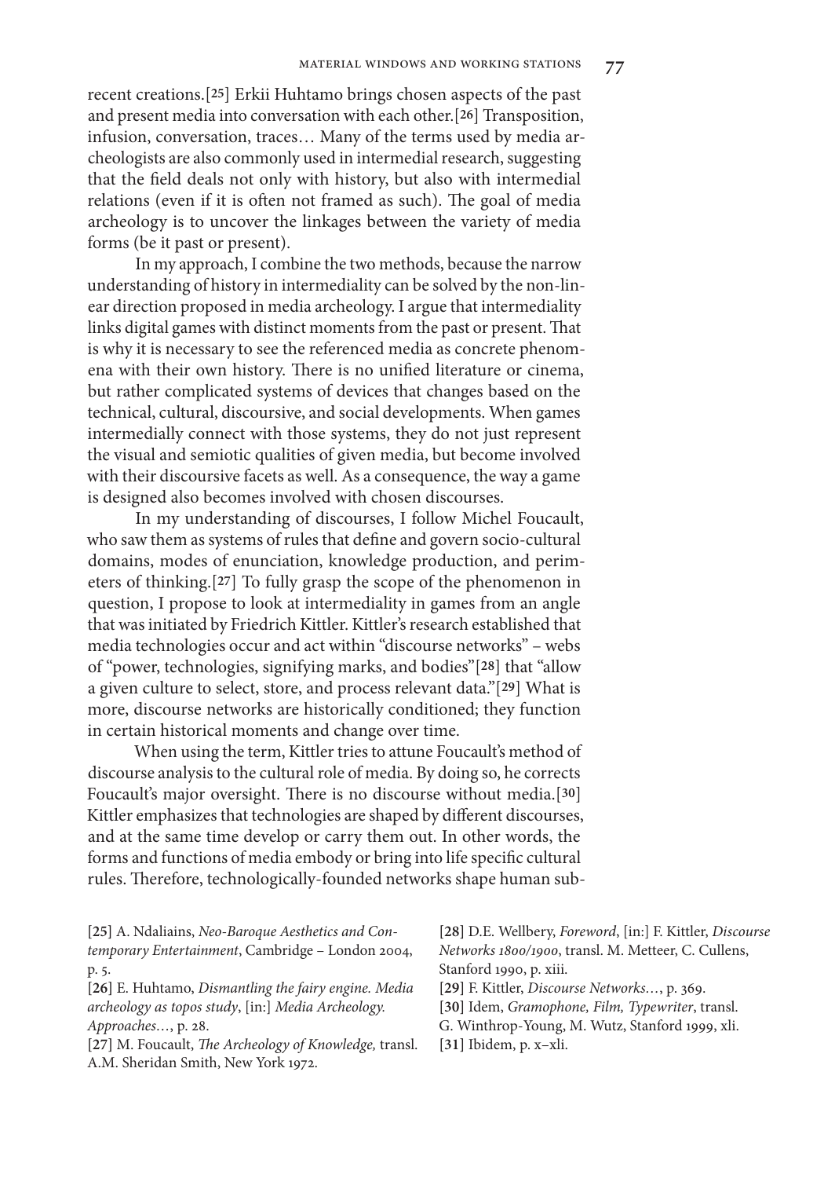recent creations.[25] Erkii Huhtamo brings chosen aspects of the past and present media into conversation with each other.[26] Transposition, infusion, conversation, traces… Many of the terms used by media archeologists are also commonly used in intermedial research, suggesting that the field deals not only with history, but also with intermedial relations (even if it is often not framed as such). The goal of media archeology is to uncover the linkages between the variety of media forms (be it past or present).

In my approach, I combine the two methods, because the narrow understanding of history in intermediality can be solved by the non-linear direction proposed in media archeology. I argue that intermediality links digital games with distinct moments from the past or present. That is why it is necessary to see the referenced media as concrete phenomena with their own history. There is no unified literature or cinema, but rather complicated systems of devices that changes based on the technical, cultural, discursive, and social developments. When games intermedially connect with those systems, they do not just represent the visual and semiotic qualities of given media, but become involved with their discursive facets as well. As a consequence, the way a game is designed also becomes involved with chosen discourses.

In my understanding of discourses, I follow Michel Foucault, who saw them as systems of rules that define and govern socio-cultural domains, modes of enunciation, knowledge production, and perimeters of thinking.[27] To fully grasp the scope of the phenomenon in question, I propose to look at intermediality in games from an angle that was initiated by Friedrich Kittler. Kittler's research established that media technologies occur and act within "discourse networks" – webs of "power, technologies, signifying marks, and bodies"[28] that "allow a given culture to select, store, and process relevant data."[29] What is more, discourse networks are historically conditioned; they function in certain historical moments and change over time.

When using the term, Kittler tries to attune Foucault's method of discourse analysis to the cultural role of media. By doing so, he corrects Foucault's major oversight. There is no discourse without media.[30] Kittler emphasizes that technologies are shaped by different discourses, and at the same time develop or carry them out. In other words, the forms and functions of media embody or bring into life specific cultural rules. Therefore, technologically-founded networks shape human sub-

[25] A. Ndaliains, *Neo-Baroque Aesthetics and Contemporary Entertainment*, Cambridge – London 2004, p. 5.

[26] E. Huhtamo, *Dismantling the fairy engine. Media archeology as topos study*, [in:] *Media Archeology. Approaches…*, p. 28.

[27] M. Foucault, *The Archeology of Knowledge,* transl. A.M. Sheridan Smith, New York 1972.

[28] D.E. Wellbery, *Foreword*, [in:] F. Kittler, *Discourse Networks 1800/1900*, transl. M. Metteer, C. Cullens, Stanford 1990, p. xiii.

[29] F. Kittler, *Discourse Networks…*, p. 369.

[30] Idem, *Gramophone, Film, Typewriter*, transl. G. Winthrop-Young, M. Wutz, Stanford 1999, xli.

[31] Ibidem, p. x–xli.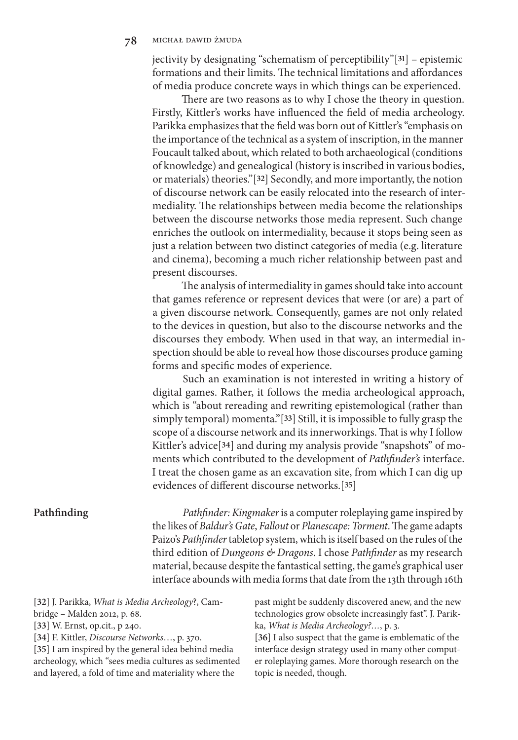jectivity by designating "schematism of perceptibility"[31] – epistemic formations and their limits. The technical limitations and affordances of media produce concrete ways in which things can be experienced.

There are two reasons as to why I chose the theory in question. Firstly, Kittler's works have influenced the field of media archeology. Parikka emphasizes that the field was born out of Kittler's "emphasis on the importance of the technical as a system of inscription, in the manner Foucault talked about, which related to both archaeological (conditions of knowledge) and genealogical (history is inscribed in various bodies, or materials) theories."[32] Secondly, and more importantly, the notion of discourse network can be easily relocated into the research of intermediality. The relationships between media become the relationships between the discourse networks those media represent. Such change enriches the outlook on intermediality, because it stops being seen as just a relation between two distinct categories of media (e.g. literature and cinema), becoming a much richer relationship between past and present discourses.

The analysis of intermediality in games should take into account that games reference or represent devices that were (or are) a part of a given discourse network. Consequently, games are not only related to the devices in question, but also to the discourse networks and the discourses they embody. When used in that way, an intermedial inspection should be able to reveal how those discourses produce gaming forms and specific modes of experience.

Such an examination is not interested in writing a history of digital games. Rather, it follows the media archeological approach, which is "about rereading and rewriting epistemological (rather than simply temporal) momenta."[33] Still, it is impossible to fully grasp the scope of a discourse network and its innerworkings. That is why I follow Kittler's advice[34] and during my analysis provide "snapshots" of moments which contributed to the development of *Pathfinder's* interface. I treat the chosen game as an excavation site, from which I can dig up evidences of different discourse networks.[35]

## Pathfinding

*Pathfinder: Kingmaker* is a computer roleplaying game inspired by the likes of *Baldur's Gate*, *Fallout* or *Planescape: Torment*. The game adapts Paizo's *Pathfinder* tabletop system, which is itself based on the rules of the third edition of *Dungeons & Dragons*. I chose *Pathfinder* as my research material, because despite the fantastical setting, the game's graphical user interface abounds with media forms that date from the 13th through 16th

[32] J. Parikka, *What is Media Archeology*?, Cambridge – Malden 2012, p. 68.

[33] W. Ernst, op.cit., p 240.

[34] F. Kittler, *Discourse Networks*…, p. 370.

[35] I am inspired by the general idea behind media archeology, which "sees media cultures as sedimented and layered, a fold of time and materiality where the past might be suddenly discovered anew, and the new technologies grow obsolete increasingly fast". J. Parikka, *What is Media Archeology?*…, p. 3.

[36] I also suspect that the game is emblematic of the interface design strategy used in many other computer roleplaying games. More thorough research on the topic is needed, though.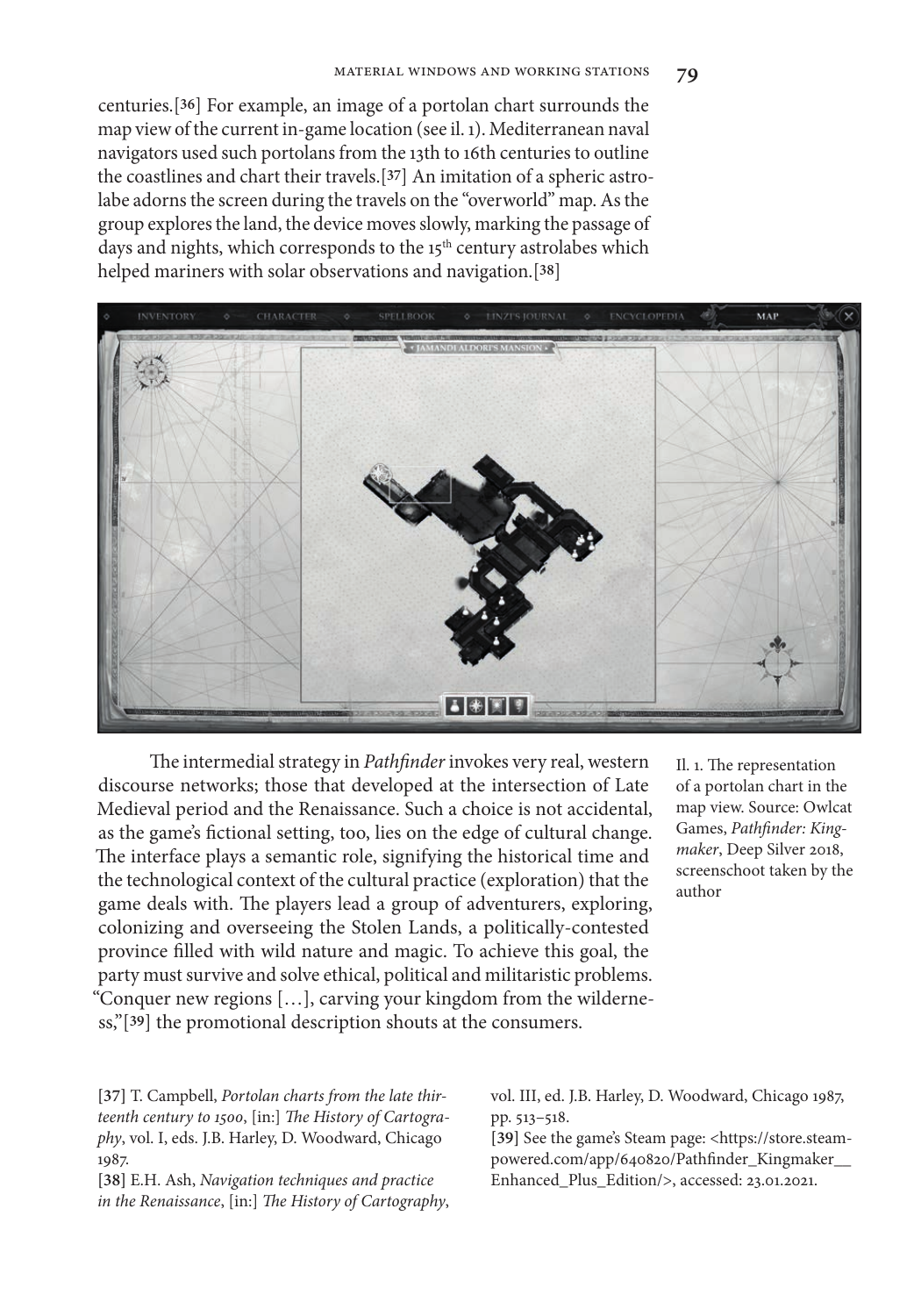centuries.[36] For example, an image of a portolan chart surrounds the map view of the current in-game location (see il. 1). Mediterranean naval navigators used such portolans from the 13th to 16th centuries to outline the coastlines and chart their travels.[37] An imitation of a spheric astrolabe adorns the screen during the travels on the "overworld" map. As the group explores the land, the device moves slowly, marking the passage of days and nights, which corresponds to the 15th century astrolabes which helped mariners with solar observations and navigation.[38]

Il. 1. The representation of a portolan chart in the map view. Source: Owlcat Games, *Pathfinder: Kingmaker*, Deep Silver 2018, screenschoot taken by the author

The intermedial strategy in *Pathfinder* invokes very real, western discourse networks; those that developed at the intersection of Late Medieval period and the Renaissance. Such a choice is not accidental, as the game's fictional setting, too, lies on the edge of cultural change. The interface plays a semantic role, signifying the historical time and the technological context of the cultural practice (exploration) that the game deals with. The players lead a group of adventurers, exploring, colonizing and overseeing the Stolen Lands, a politically-contested province filled with wild nature and magic. To achieve this goal, the party must survive and solve ethical, political and militaristic problems. "Conquer new regions […], carving your kingdom from the wilderness,"[39] the promotional description shouts at the consumers.

[37] T. Campbell, *Portolan charts from the late thirteenth century to 1500*, [in:] *The History of Cartography*, vol. I, eds. J.B. Harley, D. Woodward, Chicago 1987.

[38] E.H. Ash, *Navigation techniques and practice in the Renaissance*, [in:] *The History of Cartography*, vol. III, ed. J.B. Harley, D. Woodward, Chicago 1987, pp. 513–518.

[39] See the game's Steam page: <https://store.steampowered.com/app/640820/Pathfinder_Kingmaker__Enhanced_Plus_Edition/>, accessed: 23.01.2021.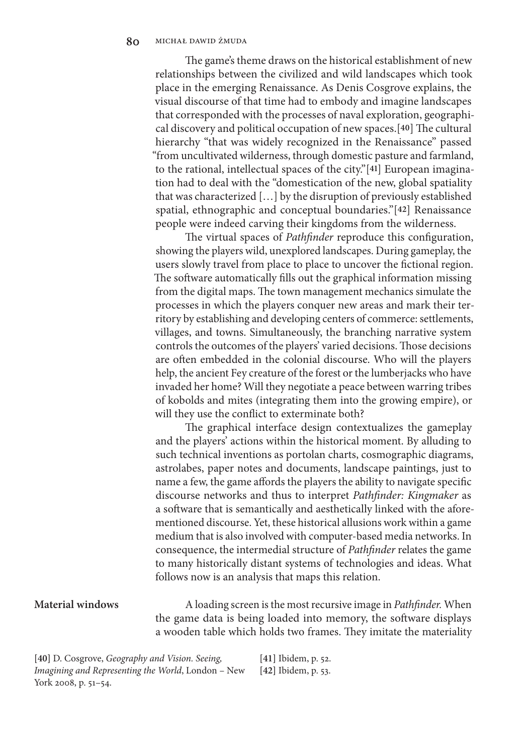The game's theme draws on the historical establishment of new relationships between the civilized and wild landscapes which took place in the emerging Renaissance. As Denis Cosgrove explains, the visual discourse of that time had to embody and imagine landscapes that corresponded with the processes of naval exploration, geographical discovery and political occupation of new spaces.[40] The cultural hierarchy "that was widely recognized in the Renaissance" passed "from uncultivated wilderness, through domestic pasture and farmland, to the rational, intellectual spaces of the city."[41] European imagination had to deal with the "domestication of the new, global spatiality that was characterized [...] by the disruption of previously established spatial, ethnographic and conceptual boundaries."[42] Renaissance people were indeed carving their kingdoms from the wilderness.

The virtual spaces of *Pathfinder* reproduce this configuration, showing the players wild, unexplored landscapes. During gameplay, the users slowly travel from place to place to uncover the fictional region. The software automatically fills out the graphical information missing from the digital maps. The town management mechanics simulate the processes in which the players conquer new areas and mark their territory by establishing and developing centers of commerce: settlements, villages, and towns. Simultaneously, the branching narrative system controls the outcomes of the players' varied decisions. Those decisions are often embedded in the colonial discourse. Who will the players help, the ancient Fey creature of the forest or the lumberjacks who have invaded her home? Will they negotiate a peace between warring tribes of kobolds and mites (integrating them into the growing empire), or will they use the conflict to exterminate both?

The graphical interface design contextualizes the gameplay and the players' actions within the historical moment. By alluding to such technical inventions as portolan charts, cosmographic diagrams, astrolabes, paper notes and documents, landscape paintings, just to name a few, the game affords the players the ability to navigate specific discourse networks and thus to interpret *Pathfinder: Kingmaker* as a software that is semantically and aesthetically linked with the aforementioned discourse. Yet, these historical allusions work within a game medium that is also involved with computer-based media networks. In consequence, the intermedial structure of *Pathfinder* relates the game to many historically distant systems of technologies and ideas. What follows now is an analysis that maps this relation.

## Material windows

A loading screen is the most recursive image in *Pathfinder.* When the game data is being loaded into memory, the software displays a wooden table which holds two frames. They imitate the materiality

[40] D. Cosgrove, *Geography and Vision. Seeing, Imagining and Representing the World*, London – New York 2008, p. 51–54.

[41] Ibidem, p. 52.

[42] Ibidem, p. 53.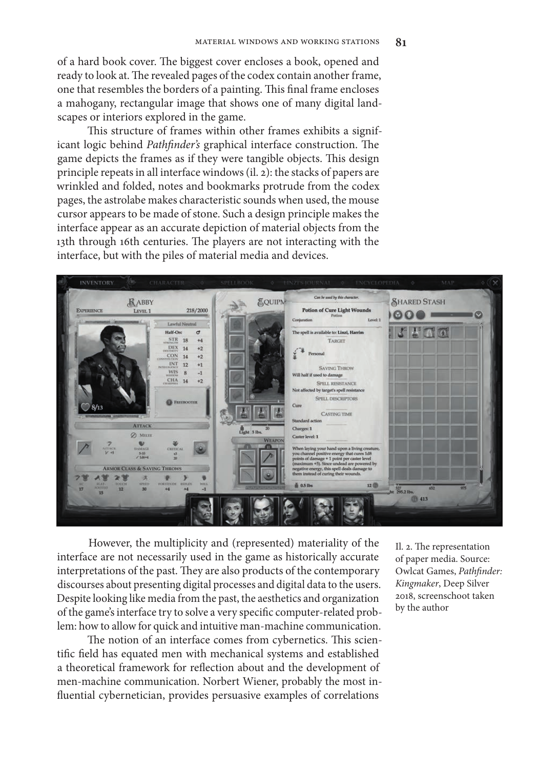of a hard book cover. The biggest cover encloses a book, opened and ready to look at. The revealed pages of the codex contain another frame, one that resembles the borders of a painting. This final frame encloses a mahogany, rectangular image that shows one of many digital landscapes or interiors explored in the game.

This structure of frames within other frames exhibits a significant logic behind *Pathfinder's* graphical interface construction. The game depicts the frames as if they were tangible objects. This design principle repeats in all interface windows (il. 2): the stacks of papers are wrinkled and folded, notes and bookmarks protrude from the codex pages, the astrolabe makes characteristic sounds when used, the mouse cursor appears to be made of stone. Such a design principle makes the interface appear as an accurate depiction of material objects from the 13th through 16th centuries. The players are not interacting with the interface, but with the piles of material media and devices.

Il. 2. The representation of paper media. Source: Owlcat Games, *Pathfinder: Kingmaker*, Deep Silver 2018, screenschoot taken by the author

However, the multiplicity and (represented) materiality of the interface are not necessarily used in the game as historically accurate interpretations of the past. They are also products of the contemporary discourses about presenting digital processes and digital data to the users. Despite looking like media from the past, the aesthetics and organization of the game's interface try to solve a very specific computer-related problem: how to allow for quick and intuitive man-machine communication.

The notion of an interface comes from cybernetics. This scientific field has equated men with mechanical systems and established a theoretical framework for reflection about and the development of men-machine communication. Norbert Wiener, probably the most influential cybernetician, provides persuasive examples of correlations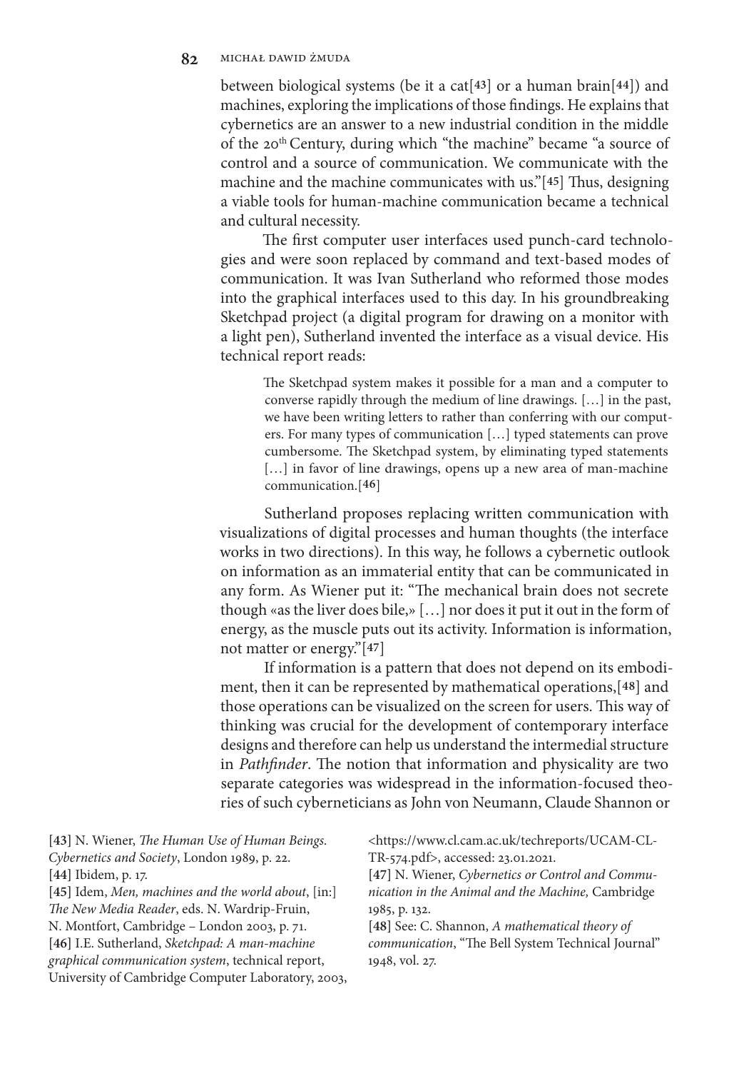between biological systems (be it a cat[43] or a human brain[44]) and machines, exploring the implications of those findings. He explains that cybernetics are an answer to a new industrial condition in the middle of the 20th Century, during which "the machine" became "a source of control and a source of communication. We communicate with the machine and the machine communicates with us."[45] Thus, designing a viable tools for human-machine communication became a technical and cultural necessity.

The first computer user interfaces used punch-card technologies and were soon replaced by command and text-based modes of communication. It was Ivan Sutherland who reformed those modes into the graphical interfaces used to this day. In his groundbreaking Sketchpad project (a digital program for drawing on a monitor with a light pen), Sutherland invented the interface as a visual device. His technical report reads:

> The Sketchpad system makes it possible for a man and a computer to converse rapidly through the medium of line drawings. […] in the past, we have been writing letters to rather than conferring with our computers. For many types of communication […] typed statements can prove cumbersome. The Sketchpad system, by eliminating typed statements […] in favor of line drawings, opens up a new area of man-machine communication.[46]

Sutherland proposes replacing written communication with visualizations of digital processes and human thoughts (the interface works in two directions). In this way, he follows a cybernetic outlook on information as an immaterial entity that can be communicated in any form. As Wiener put it: "The mechanical brain does not secrete though «as the liver does bile,» […] nor does it put it out in the form of energy, as the muscle puts out its activity. Information is information, not matter or energy."[47]

If information is a pattern that does not depend on its embodiment, then it can be represented by mathematical operations,[48] and those operations can be visualized on the screen for users. This way of thinking was crucial for the development of contemporary interface designs and therefore can help us understand the intermedial structure in *Pathfinder*. The notion that information and physicality are two separate categories was widespread in the information-focused theories of such cyberneticians as John von Neumann, Claude Shannon or

[43] N. Wiener, *The Human Use of Human Beings. Cybernetics and Society*, London 1989, p. 22.

[44] Ibidem, p. 17.

[45] Idem, *Men, machines and the world about*, [in:] *The New Media Reader*, eds. N. Wardrip-Fruin, N. Montfort, Cambridge – London 2003, p. 71.

[46] I.E. Sutherland, *Sketchpad: A man-machine graphical communication system*, technical report, University of Cambridge Computer Laboratory, 2003, <https://www.cl.cam.ac.uk/techreports/UCAM-CL-TR-574.pdf>, accessed: 23.01.2021.

[47] N. Wiener, *Cybernetics or Control and Communication in the Animal and the Machine,* Cambridge 1985, p. 132.

[48] See: C. Shannon, *A mathematical theory of communication*, "The Bell System Technical Journal" 1948, vol. 27.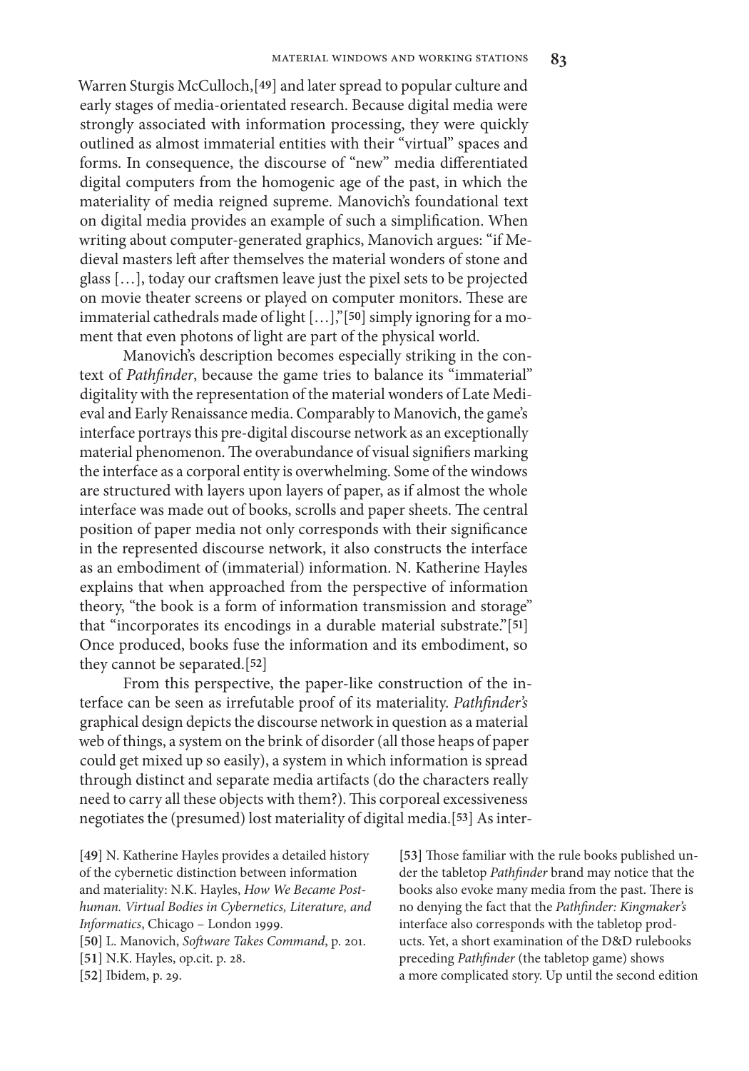Warren Sturgis McCulloch,[49] and later spread to popular culture and early stages of media-orientated research. Because digital media were strongly associated with information processing, they were quickly outlined as almost immaterial entities with their "virtual" spaces and forms. In consequence, the discourse of "new" media differentiated digital computers from the homogenic age of the past, in which the materiality of media reigned supreme. Manovich's foundational text on digital media provides an example of such a simplification. When writing about computer-generated graphics, Manovich argues: "if Medieval masters left after themselves the material wonders of stone and glass […], today our craftsmen leave just the pixel sets to be projected on movie theater screens or played on computer monitors. These are immaterial cathedrals made of light […],"[50] simply ignoring for a moment that even photons of light are part of the physical world.

Manovich's description becomes especially striking in the context of *Pathfinder*, because the game tries to balance its "immaterial" digitality with the representation of the material wonders of Late Medieval and Early Renaissance media. Comparably to Manovich, the game's interface portrays this pre-digital discourse network as an exceptionally material phenomenon. The overabundance of visual signifiers marking the interface as a corporal entity is overwhelming. Some of the windows are structured with layers upon layers of paper, as if almost the whole interface was made out of books, scrolls and paper sheets. The central position of paper media not only corresponds with their significance in the represented discourse network, it also constructs the interface as an embodiment of (immaterial) information. N. Katherine Hayles explains that when approached from the perspective of information theory, "the book is a form of information transmission and storage" that "incorporates its encodings in a durable material substrate."[51] Once produced, books fuse the information and its embodiment, so they cannot be separated.[52]

From this perspective, the paper-like construction of the interface can be seen as irrefutable proof of its materiality. *Pathfinder's* graphical design depicts the discourse network in question as a material web of things, a system on the brink of disorder (all those heaps of paper could get mixed up so easily), a system in which information is spread through distinct and separate media artifacts (do the characters really need to carry all these objects with them?). This corporeal excessiveness negotiates the (presumed) lost materiality of digital media.[53] As inter-

[49] N. Katherine Hayles provides a detailed history of the cybernetic distinction between information and materiality: N.K. Hayles, *How We Became Posthuman. Virtual Bodies in Cybernetics, Literature, and Informatics*, Chicago – London 1999.

[50] L. Manovich, *Software Takes Command*, p. 201.

[51] N.K. Hayles, op.cit. p. 28.

[52] Ibidem, p. 29.

[53] Those familiar with the rule books published under the tabletop *Pathfinder* brand may notice that the books also evoke many media from the past. There is no denying the fact that the *Pathfinder: Kingmaker's* interface also corresponds with the tabletop products. Yet, a short examination of the D&D rulebooks preceding *Pathfinder* (the tabletop game) shows a more complicated story. Up until the second edition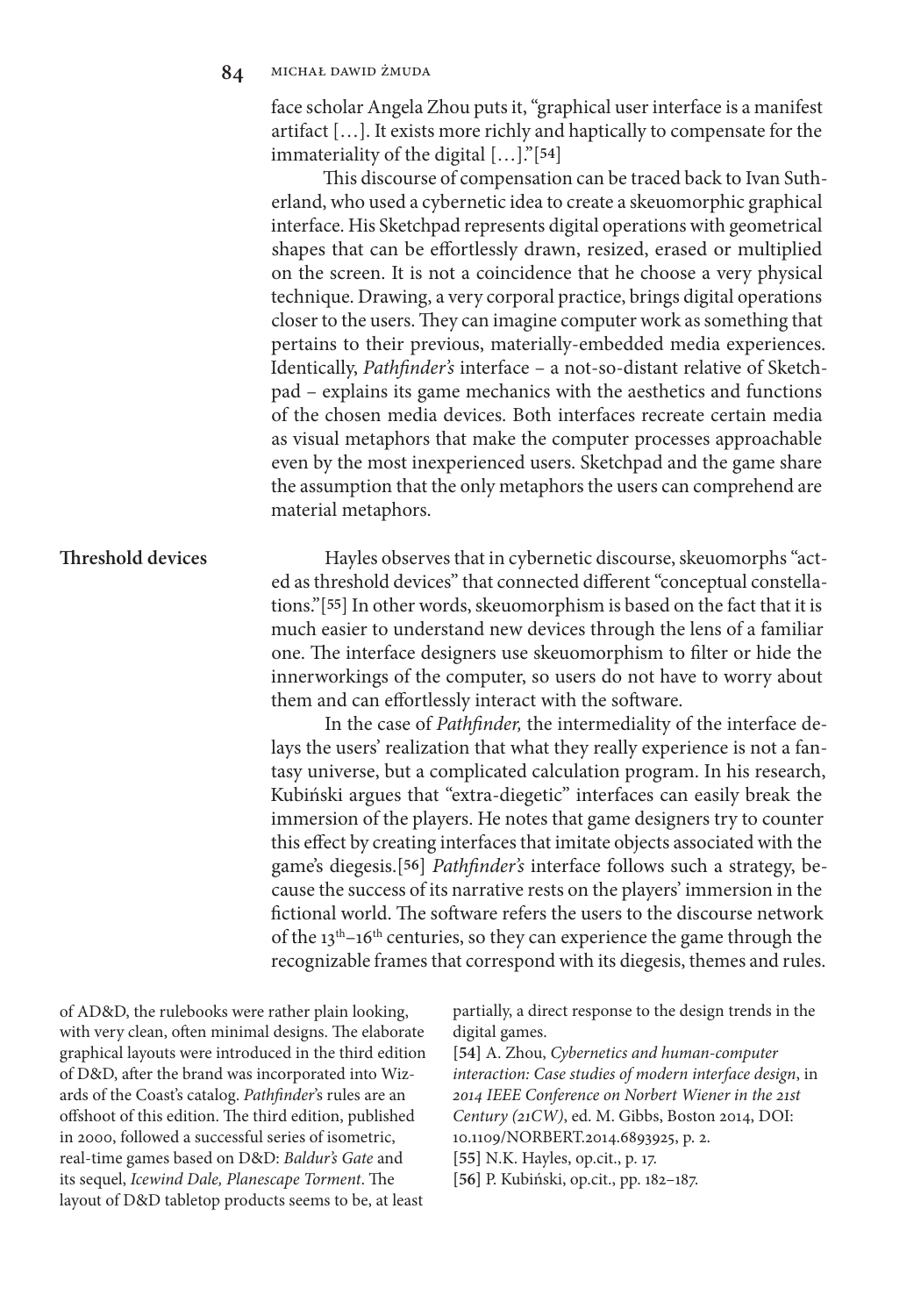face scholar Angela Zhou puts it, "graphical user interface is a manifest artifact […]. It exists more richly and haptically to compensate for the immateriality of the digital […]."[54]

This discourse of compensation can be traced back to Ivan Sutherland, who used a cybernetic idea to create a skeuomorphic graphical interface. His Sketchpad represents digital operations with geometrical shapes that can be effortlessly drawn, resized, erased or multiplied on the screen. It is not a coincidence that he choose a very physical technique. Drawing, a very corporal practice, brings digital operations closer to the users. They can imagine computer work as something that pertains to their previous, materially-embedded media experiences. Identically, *Pathfinder's* interface – a not-so-distant relative of Sketchpad – explains its game mechanics with the aesthetics and functions of the chosen media devices. Both interfaces recreate certain media as visual metaphors that make the computer processes approachable even by the most inexperienced users. Sketchpad and the game share the assumption that the only metaphors the users can comprehend are material metaphors.

## Threshold devices

Hayles observes that in cybernetic discourse, skeuomorphs "acted as threshold devices" that connected different "conceptual constellations."[55] In other words, skeuomorphism is based on the fact that it is much easier to understand new devices through the lens of a familiar one. The interface designers use skeuomorphism to filter or hide the innerworkings of the computer, so users do not have to worry about them and can effortlessly interact with the software.

In the case of *Pathfinder,* the intermediality of the interface delays the users' realization that what they really experience is not a fantasy universe, but a complicated calculation program. In his research, Kubiński argues that "extra-diegetic" interfaces can easily break the immersion of the players. He notes that game designers try to counter this effect by creating interfaces that imitate objects associated with the game's diegesis.[56] *Pathfinder's* interface follows such a strategy, because the success of its narrative rests on the players' immersion in the fictional world. The software refers the users to the discourse network of the 13th–16th centuries, so they can experience the game through the recognizable frames that correspond with its diegesis, themes and rules.

of AD&D, the rulebooks were rather plain looking, with very clean, often minimal designs. The elaborate graphical layouts were introduced in the third edition of D&D, after the brand was incorporated into Wizards of the Coast's catalog. *Pathfinder*'s rules are an offshoot of this edition. The third edition, published in 2000, followed a successful series of isometric, real-time games based on D&D: *Baldur's Gate* and its sequel, *Icewind Dale, Planescape Torment*. The layout of D&D tabletop products seems to be, at least partially, a direct response to the design trends in the digital games.

[54] A. Zhou, *Cybernetics and human-computer interaction: Case studies of modern interface design*, in *2014 IEEE Conference on Norbert Wiener in the 21st Century (21CW)*, ed. M. Gibbs, Boston 2014, DOI: 10.1109/NORBERT.2014.6893925, p. 2.

[55] N.K. Hayles, op.cit., p. 17.

[56] P. Kubiński, op.cit., pp. 182–187.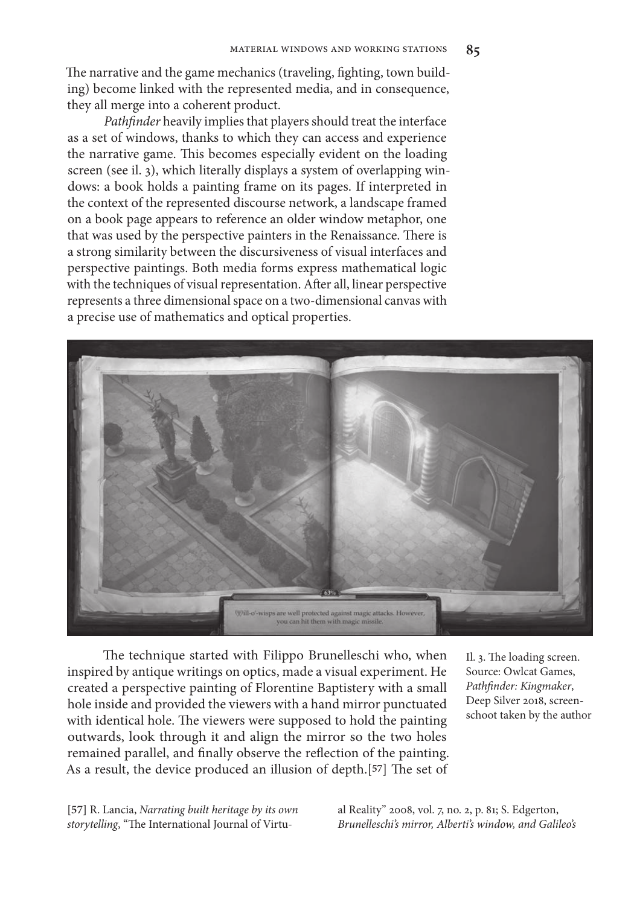The narrative and the game mechanics (traveling, fighting, town building) become linked with the represented media, and in consequence, they all merge into a coherent product.

*Pathfinder* heavily implies that players should treat the interface as a set of windows, thanks to which they can access and experience the narrative game. This becomes especially evident on the loading screen (see il. 3), which literally displays a system of overlapping windows: a book holds a painting frame on its pages. If interpreted in the context of the represented discourse network, a landscape framed on a book page appears to reference an older window metaphor, one that was used by the perspective painters in the Renaissance. There is a strong similarity between the discursiveness of visual interfaces and perspective paintings. Both media forms express mathematical logic with the techniques of visual representation. After all, linear perspective represents a three dimensional space on a two-dimensional canvas with a precise use of mathematics and optical properties.

Il. 3. The loading screen. Source: Owlcat Games, *Pathfinder: Kingmaker*, Deep Silver 2018, screenschoot taken by the author

The technique started with Filippo Brunelleschi who, when inspired by antique writings on optics, made a visual experiment. He created a perspective painting of Florentine Baptistery with a small hole inside and provided the viewers with a hand mirror punctuated with identical hole. The viewers were supposed to hold the painting outwards, look through it and align the mirror so the two holes remained parallel, and finally observe the reflection of the painting. As a result, the device produced an illusion of depth.[57] The set of

[57] R. Lancia, *Narrating built heritage by its own storytelling*, "The International Journal of Virtual Reality" 2008, vol. 7, no. 2, p. 81; S. Edgerton, *Brunelleschi's mirror, Alberti's window, and Galileo's*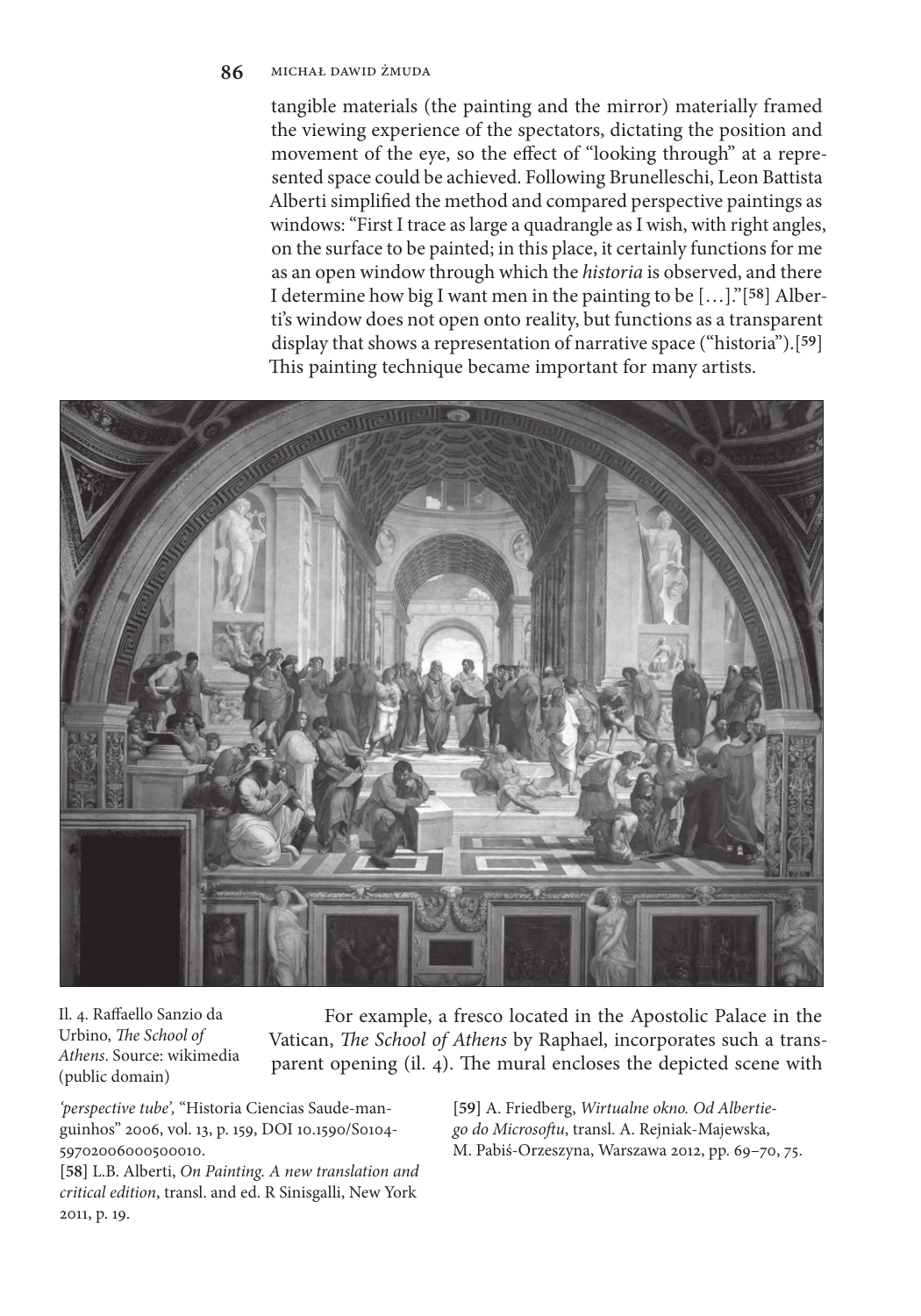tangible materials (the painting and the mirror) materially framed the viewing experience of the spectators, dictating the position and movement of the eye, so the effect of "looking through" at a represented space could be achieved. Following Brunelleschi, Leon Battista Alberti simplified the method and compared perspective paintings as windows: "First I trace as large a quadrangle as I wish, with right angles, on the surface to be painted; in this place, it certainly functions for me as an open window through which the *historia* is observed, and there I determine how big I want men in the painting to be […]."[58] Alberti's window does not open onto reality, but functions as a transparent display that shows a representation of narrative space ("historia").[59] This painting technique became important for many artists.

Il. 4. Raffaello Sanzio da Urbino, *The School of Athens*. Source: wikimedia (public domain)

For example, a fresco located in the Apostolic Palace in the Vatican, *The School of Athens* by Raphael, incorporates such a transparent opening (il. 4). The mural encloses the depicted scene with

*'perspective tube',* "Historia Ciencias Saude-manguinhos" 2006, vol. 13, p. 159, DOI 10.1590/S0104-59702006000500010.

[58] L.B. Alberti, *On Painting. A new translation and critical edition*, transl. and ed. R Sinisgalli, New York 2011, p. 19.

[59] A. Friedberg, *Wirtualne okno. Od Albertiego do Microsoftu*, transl. A. Rejniak-Majewska, M. Pabiś-Orzeszyna, Warszawa 2012, pp. 69–70, 75.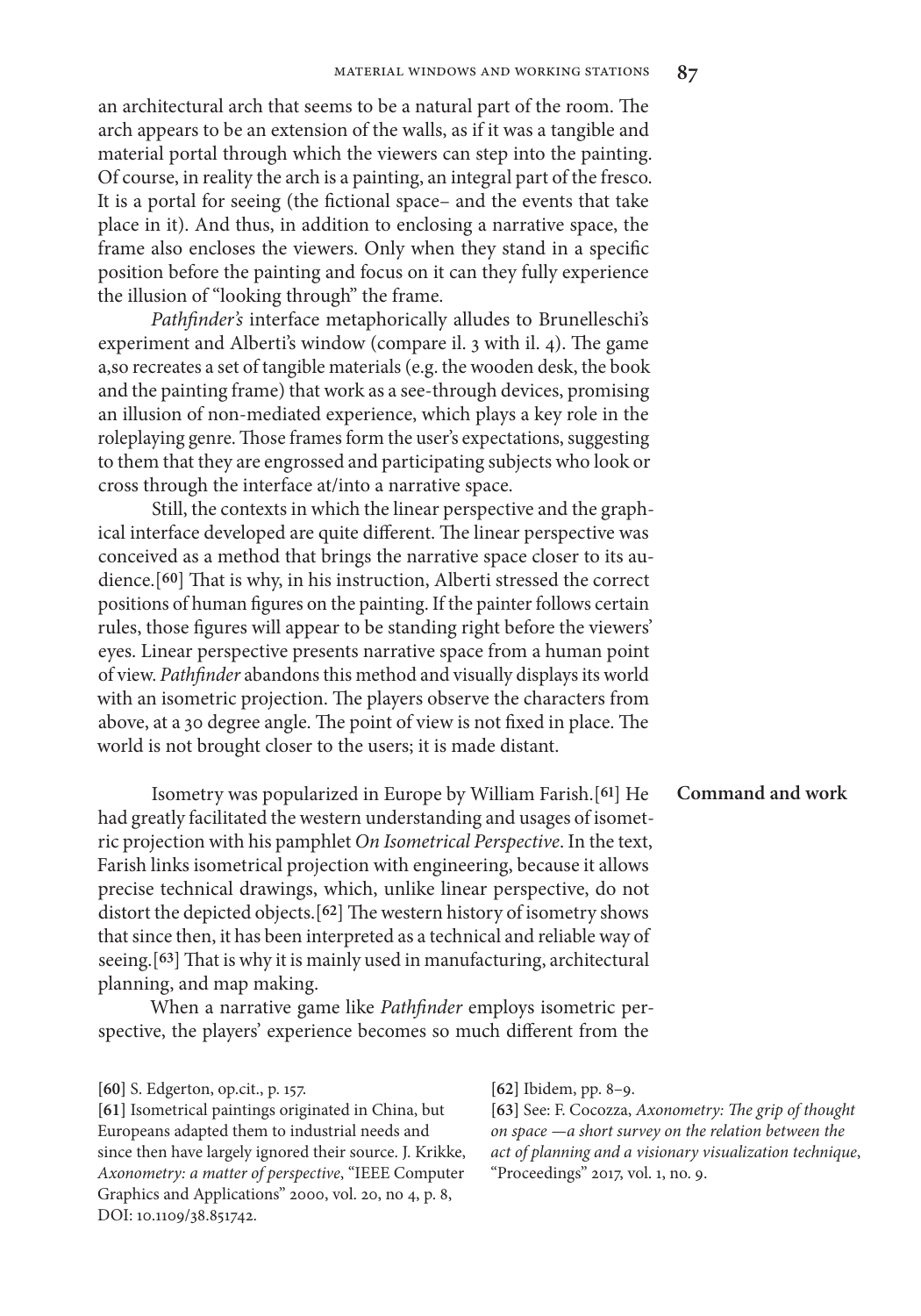an architectural arch that seems to be a natural part of the room. The arch appears to be an extension of the walls, as if it was a tangible and material portal through which the viewers can step into the painting. Of course, in reality the arch is a painting, an integral part of the fresco. It is a portal for seeing (the fictional space– and the events that take place in it). And thus, in addition to enclosing a narrative space, the frame also encloses the viewers. Only when they stand in a specific position before the painting and focus on it can they fully experience the illusion of "looking through" the frame.

*Pathfinder's* interface metaphorically alludes to Brunelleschi's experiment and Alberti's window (compare il. 3 with il. 4). The game a,so recreates a set of tangible materials (e.g. the wooden desk, the book and the painting frame) that work as a see-through devices, promising an illusion of non-mediated experience, which plays a key role in the roleplaying genre. Those frames form the user's expectations, suggesting to them that they are engrossed and participating subjects who look or cross through the interface at/into a narrative space.

Still, the contexts in which the linear perspective and the graphical interface developed are quite different. The linear perspective was conceived as a method that brings the narrative space closer to its audience.[60] That is why, in his instruction, Alberti stressed the correct positions of human figures on the painting. If the painter follows certain rules, those figures will appear to be standing right before the viewers' eyes. Linear perspective presents narrative space from a human point of view. *Pathfinder* abandons this method and visually displays its world with an isometric projection. The players observe the characters from above, at a 30 degree angle. The point of view is not fixed in place. The world is not brought closer to the users; it is made distant.

## Command and work

Isometry was popularized in Europe by William Farish.[61] He had greatly facilitated the western understanding and usages of isometric projection with his pamphlet *On Isometrical Perspective*. In the text, Farish links isometrical projection with engineering, because it allows precise technical drawings, which, unlike linear perspective, do not distort the depicted objects.[62] The western history of isometry shows that since then, it has been interpreted as a technical and reliable way of seeing.[63] That is why it is mainly used in manufacturing, architectural planning, and map making.

When a narrative game like *Pathfinder* employs isometric perspective, the players' experience becomes so much different from the

[60] S. Edgerton, op.cit., p. 157.

[61] Isometrical paintings originated in China, but Europeans adapted them to industrial needs and since then have largely ignored their source. J. Krikke, *Axonometry: a matter of perspective*, "IEEE Computer Graphics and Applications" 2000, vol. 20, no 4, p. 8, DOI: 10.1109/38.851742.

[62] Ibidem, pp. 8–9.

[63] See: F. Cocozza, *Axonometry: The grip of thought on space —a short survey on the relation between the act of planning and a visionary visualization technique*, "Proceedings" 2017, vol. 1, no. 9.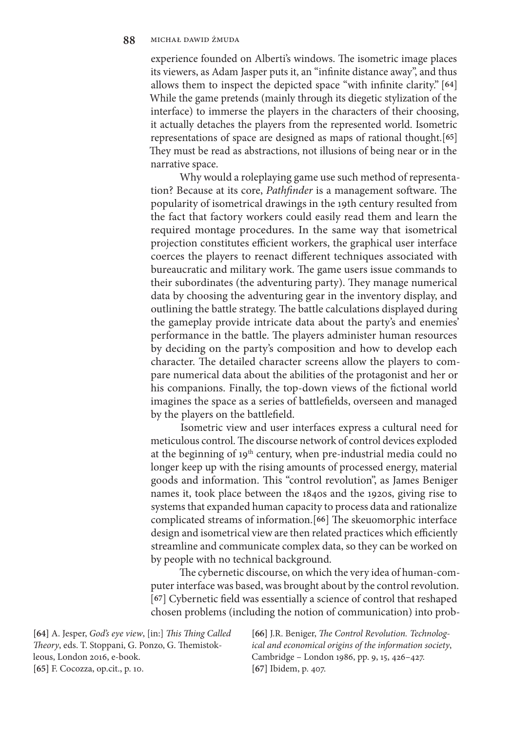experience founded on Alberti's windows. The isometric image places its viewers, as Adam Jasper puts it, an "infinite distance away", and thus allows them to inspect the depicted space "with infinite clarity." [64] While the game pretends (mainly through its diegetic stylization of the interface) to immerse the players in the characters of their choosing, it actually detaches the players from the represented world. Isometric representations of space are designed as maps of rational thought.[65] They must be read as abstractions, not illusions of being near or in the narrative space.

Why would a roleplaying game use such method of representation? Because at its core, *Pathfinder* is a management software. The popularity of isometrical drawings in the 19th century resulted from the fact that factory workers could easily read them and learn the required montage procedures. In the same way that isometrical projection constitutes efficient workers, the graphical user interface coerces the players to reenact different techniques associated with bureaucratic and military work. The game users issue commands to their subordinates (the adventuring party). They manage numerical data by choosing the adventuring gear in the inventory display, and outlining the battle strategy. The battle calculations displayed during the gameplay provide intricate data about the party's and enemies' performance in the battle. The players administer human resources by deciding on the party's composition and how to develop each character. The detailed character screens allow the players to compare numerical data about the abilities of the protagonist and her or his companions. Finally, the top-down views of the fictional world imagines the space as a series of battlefields, overseen and managed by the players on the battlefield.

Isometric view and user interfaces express a cultural need for meticulous control. The discourse network of control devices exploded at the beginning of 19th century, when pre-industrial media could no longer keep up with the rising amounts of processed energy, material goods and information. This "control revolution", as James Beniger names it, took place between the 1840s and the 1920s, giving rise to systems that expanded human capacity to process data and rationalize complicated streams of information.[66] The skeuomorphic interface design and isometrical view are then related practices which efficiently streamline and communicate complex data, so they can be worked on by people with no technical background.

The cybernetic discourse, on which the very idea of human-computer interface was based, was brought about by the control revolution. [67] Cybernetic field was essentially a science of control that reshaped chosen problems (including the notion of communication) into prob-

[64] A. Jesper, *God's eye view*, [in:] *This Thing Called Theory*, eds. T. Stoppani, G. Ponzo, G. Themistokleous, London 2016, e-book.
[65] F. Cocozza, op.cit., p. 10.
[66] J.R. Beniger, *The Control Revolution. Technological and economical origins of the information society*, Cambridge – London 1986, pp. 9, 15, 426–427.
[67] Ibidem, p. 407.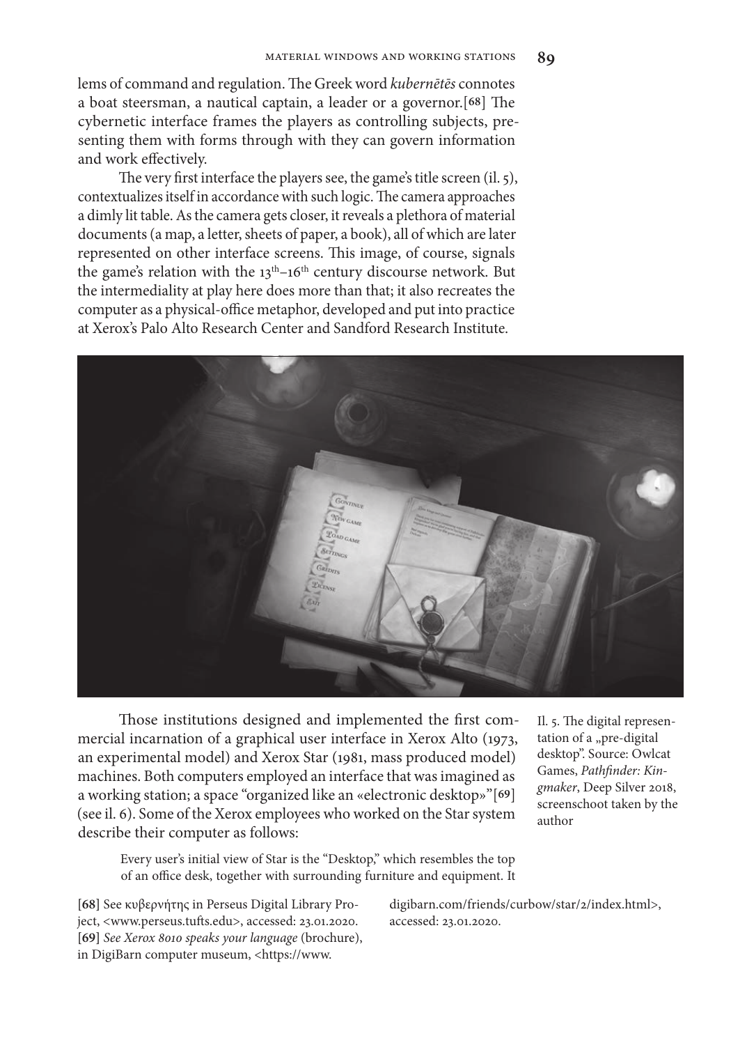lems of command and regulation. The Greek word *kubernētēs* connotes a boat steersman, a nautical captain, a leader or a governor.[68] The cybernetic interface frames the players as controlling subjects, presenting them with forms through with they can govern information and work effectively.

The very first interface the players see, the game's title screen (il. 5), contextualizes itself in accordance with such logic. The camera approaches a dimly lit table. As the camera gets closer, it reveals a plethora of material documents (a map, a letter, sheets of paper, a book), all of which are later represented on other interface screens. This image, of course, signals the game's relation with the $13^{th}$–$16^{th}$ century discourse network. But the intermediality at play here does more than that; it also recreates the computer as a physical-office metaphor, developed and put into practice at Xerox's Palo Alto Research Center and Sandford Research Institute.

Il. 5. The digital representation of a „pre-digital desktop". Source: Owlcat Games, *Pathfinder: Kingmaker*, Deep Silver 2018, screenschoot taken by the author

Those institutions designed and implemented the first commercial incarnation of a graphical user interface in Xerox Alto (1973, an experimental model) and Xerox Star (1981, mass produced model) machines. Both computers employed an interface that was imagined as a working station; a space "organized like an «electronic desktop»"[69] (see il. 6). Some of the Xerox employees who worked on the Star system describe their computer as follows:

> Every user's initial view of Star is the "Desktop," which resembles the top of an office desk, together with surrounding furniture and equipment. It

[68] See κυβερνήτης in Perseus Digital Library Project, <www.perseus.tufts.edu>, accessed: 23.01.2020.

[69] *See Xerox 8010 speaks your language* (brochure), in DigiBarn computer museum, <https://www.digibarn.com/friends/curbow/star/2/index.html>, accessed: 23.01.2020.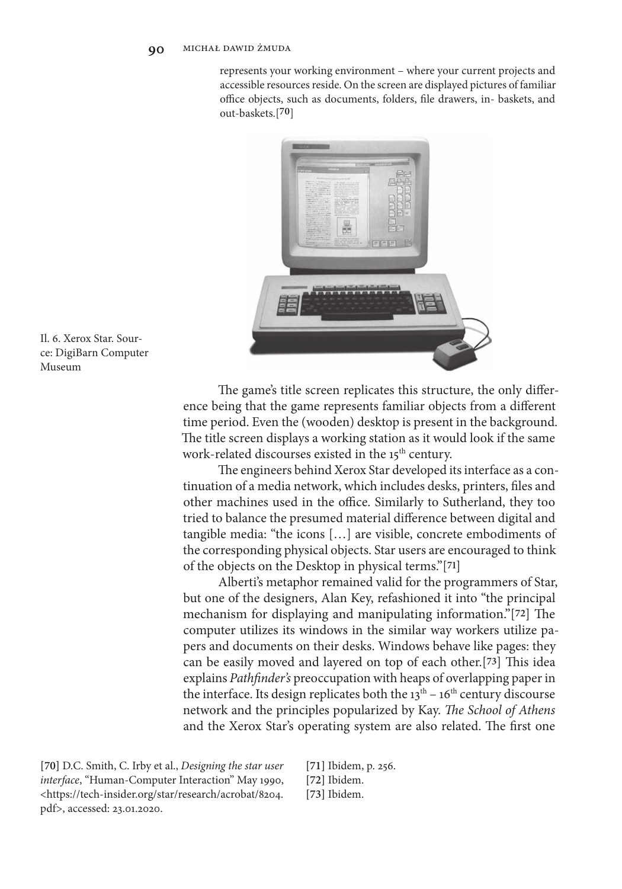represents your working environment – where your current projects and accessible resources reside. On the screen are displayed pictures of familiar office objects, such as documents, folders, file drawers, in- baskets, and out-baskets.[70]

Il. 6. Xerox Star. Source: DigiBarn Computer Museum

The game's title screen replicates this structure, the only difference being that the game represents familiar objects from a different time period. Even the (wooden) desktop is present in the background. The title screen displays a working station as it would look if the same work-related discourses existed in the 15th century.

The engineers behind Xerox Star developed its interface as a continuation of a media network, which includes desks, printers, files and other machines used in the office. Similarly to Sutherland, they too tried to balance the presumed material difference between digital and tangible media: "the icons […] are visible, concrete embodiments of the corresponding physical objects. Star users are encouraged to think of the objects on the Desktop in physical terms."[71]

Alberti's metaphor remained valid for the programmers of Star, but one of the designers, Alan Key, refashioned it into "the principal mechanism for displaying and manipulating information."[72] The computer utilizes its windows in the similar way workers utilize papers and documents on their desks. Windows behave like pages: they can be easily moved and layered on top of each other.[73] This idea explains *Pathfinder's* preoccupation with heaps of overlapping paper in the interface. Its design replicates both the 13th – 16th century discourse network and the principles popularized by Kay. *The School of Athens* and the Xerox Star's operating system are also related. The first one

[70] D.C. Smith, C. Irby et al., *Designing the star user interface*, "Human-Computer Interaction" May 1990, <https://tech-insider.org/star/research/acrobat/8204.pdf>, accessed: 23.01.2020.

[71] Ibidem, p. 256.

[72] Ibidem.

[73] Ibidem.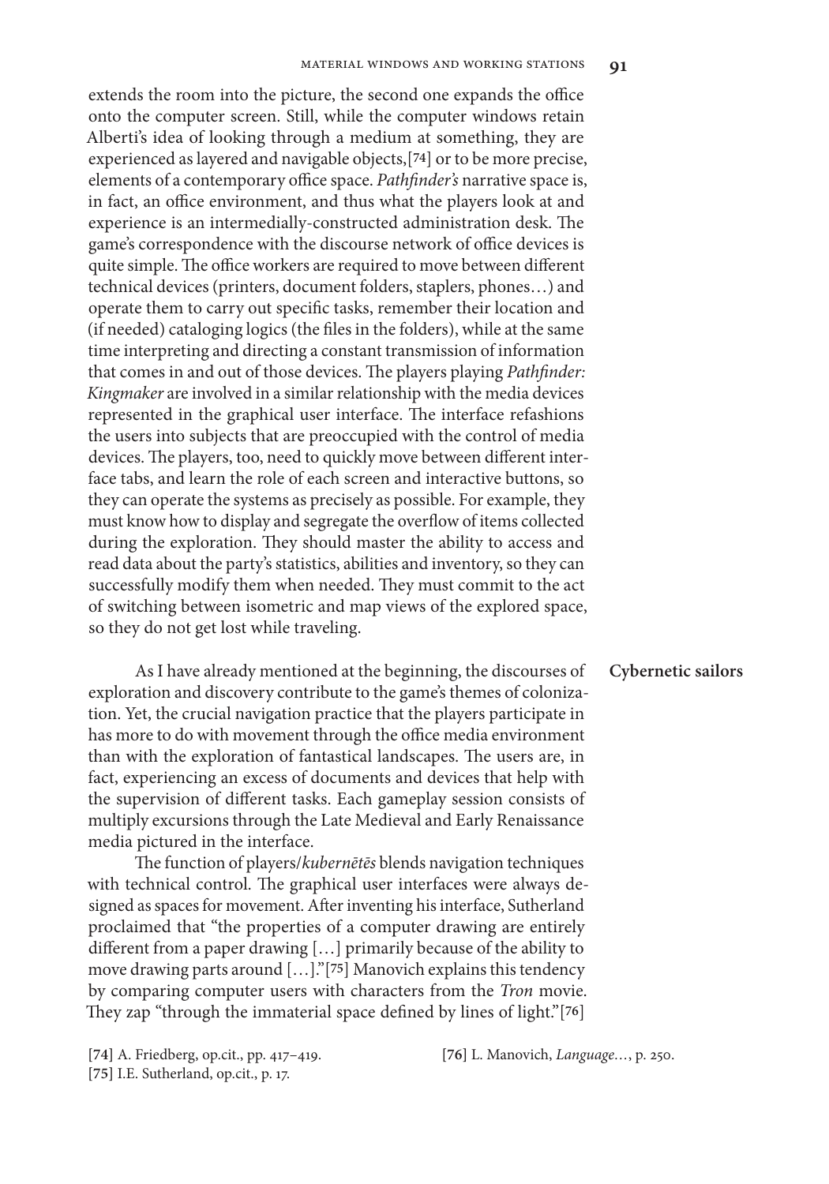extends the room into the picture, the second one expands the office onto the computer screen. Still, while the computer windows retain Alberti's idea of looking through a medium at something, they are experienced as layered and navigable objects,[74] or to be more precise, elements of a contemporary office space. *Pathfinder's* narrative space is, in fact, an office environment, and thus what the players look at and experience is an intermedially-constructed administration desk. The game's correspondence with the discourse network of office devices is quite simple. The office workers are required to move between different technical devices (printers, document folders, staplers, phones…) and operate them to carry out specific tasks, remember their location and (if needed) cataloging logics (the files in the folders), while at the same time interpreting and directing a constant transmission of information that comes in and out of those devices. The players playing *Pathfinder: Kingmaker* are involved in a similar relationship with the media devices represented in the graphical user interface. The interface refashions the users into subjects that are preoccupied with the control of media devices. The players, too, need to quickly move between different interface tabs, and learn the role of each screen and interactive buttons, so they can operate the systems as precisely as possible. For example, they must know how to display and segregate the overflow of items collected during the exploration. They should master the ability to access and read data about the party's statistics, abilities and inventory, so they can successfully modify them when needed. They must commit to the act of switching between isometric and map views of the explored space, so they do not get lost while traveling.

## Cybernetic sailors

As I have already mentioned at the beginning, the discourses of exploration and discovery contribute to the game's themes of colonization. Yet, the crucial navigation practice that the players participate in has more to do with movement through the office media environment than with the exploration of fantastical landscapes. The users are, in fact, experiencing an excess of documents and devices that help with the supervision of different tasks. Each gameplay session consists of multiply excursions through the Late Medieval and Early Renaissance media pictured in the interface.

The function of players/*kubernētēs* blends navigation techniques with technical control. The graphical user interfaces were always designed as spaces for movement. After inventing his interface, Sutherland proclaimed that "the properties of a computer drawing are entirely different from a paper drawing […] primarily because of the ability to move drawing parts around […]."[75] Manovich explains this tendency by comparing computer users with characters from the *Tron* movie. They zap "through the immaterial space defined by lines of light."[76]

[74] A. Friedberg, op.cit., pp. 417–419.
[75] I.E. Sutherland, op.cit., p. 17.
[76] L. Manovich, *Language…*, p. 250.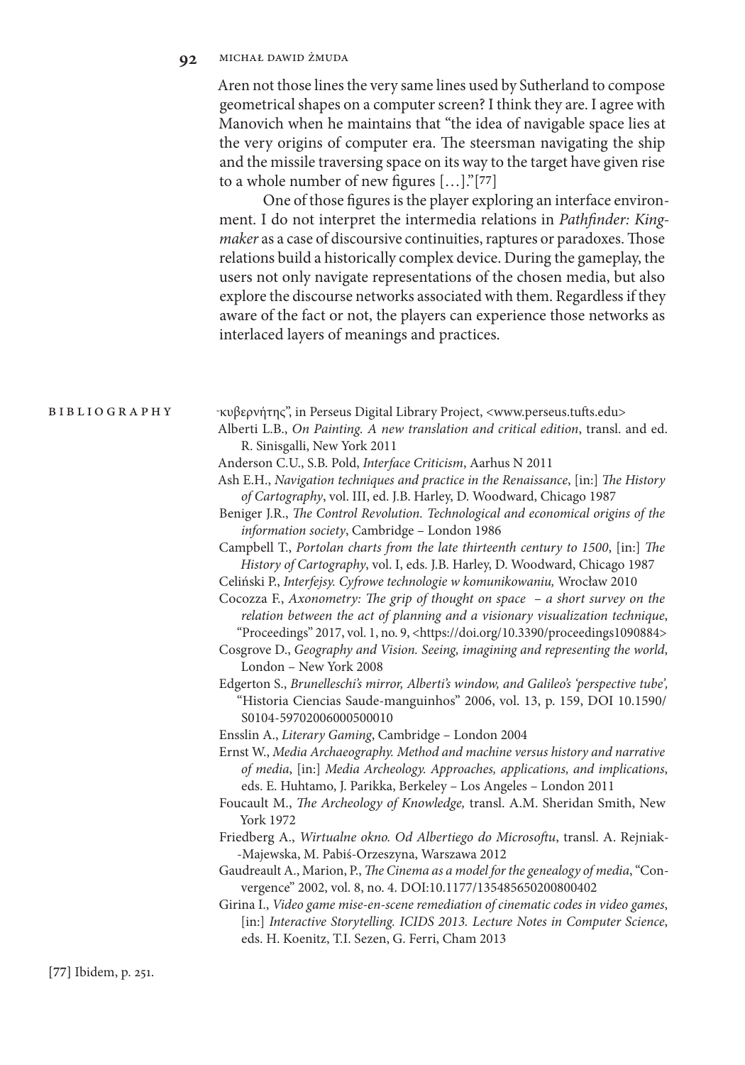Aren not those lines the very same lines used by Sutherland to compose geometrical shapes on a computer screen? I think they are. I agree with Manovich when he maintains that "the idea of navigable space lies at the very origins of computer era. The steersman navigating the ship and the missile traversing space on its way to the target have given rise to a whole number of new figures […]."[77]

One of those figures is the player exploring an interface environment. I do not interpret the intermedia relations in *Pathfinder: Kingmaker* as a case of discoursive continuities, raptures or paradoxes. Those relations build a historically complex device. During the gameplay, the users not only navigate representations of the chosen media, but also explore the discourse networks associated with them. Regardless if they aware of the fact or not, the players can experience those networks as interlaced layers of meanings and practices.

## BIBLIOGRAPHY

"κυβερνήτης", in Perseus Digital Library Project, <www.perseus.tufts.edu>

Alberti L.B., *On Painting. A new translation and critical edition*, transl. and ed. R. Sinisgalli, New York 2011

Anderson C.U., S.B. Pold, *Interface Criticism*, Aarhus N 2011

Ash E.H., *Navigation techniques and practice in the Renaissance*, [in:] *The History of Cartography*, vol. III, ed. J.B. Harley, D. Woodward, Chicago 1987

Beniger J.R., *The Control Revolution. Technological and economical origins of the information society*, Cambridge – London 1986

Campbell T., *Portolan charts from the late thirteenth century to 1500*, [in:] *The History of Cartography*, vol. I, eds. J.B. Harley, D. Woodward, Chicago 1987

Celiński P., *Interfejsy. Cyfrowe technologie w komunikowaniu,* Wrocław 2010

Cocozza F., *Axonometry: The grip of thought on space – a short survey on the relation between the act of planning and a visionary visualization technique*, "Proceedings" 2017, vol. 1, no. 9, <https://doi.org/10.3390/proceedings1090884>

Cosgrove D., *Geography and Vision. Seeing, imagining and representing the world*, London – New York 2008

Edgerton S., *Brunelleschi's mirror, Alberti's window, and Galileo's 'perspective tube',* "Historia Ciencias Saude-manguinhos" 2006, vol. 13, p. 159, DOI 10.1590/S0104-59702006000500010

Ensslin A., *Literary Gaming*, Cambridge – London 2004

Ernst W., *Media Archaeography. Method and machine versus history and narrative of media*, [in:] *Media Archeology. Approaches, applications, and implications*, eds. E. Huhtamo, J. Parikka, Berkeley – Los Angeles – London 2011

Foucault M., *The Archeology of Knowledge,* transl. A.M. Sheridan Smith, New York 1972

Friedberg A., *Wirtualne okno. Od Albertiego do Microsoftu*, transl. A. Rejniak-Majewska, M. Pabiś-Orzeszyna, Warszawa 2012

Gaudreault A., Marion, P., *The Cinema as a model for the genealogy of media*, "Convergence" 2002, vol. 8, no. 4. DOI:10.1177/135485650200800402

Girina I., *Video game mise-en-scene remediation of cinematic codes in video games*, [in:] *Interactive Storytelling. ICIDS 2013. Lecture Notes in Computer Science*, eds. H. Koenitz, T.I. Sezen, G. Ferri, Cham 2013

[77] Ibidem, p. 251.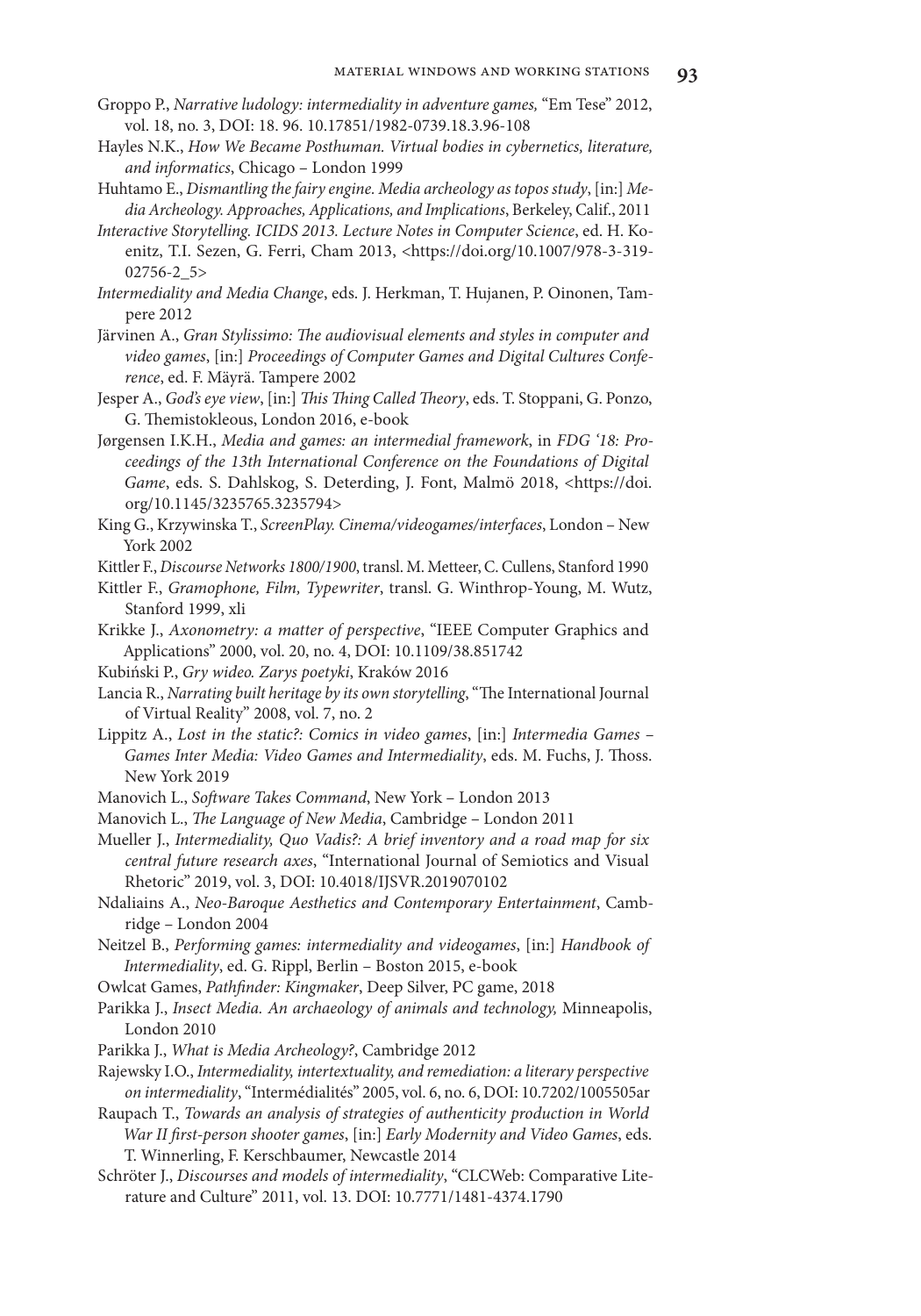Groppo P., *Narrative ludology: intermediality in adventure games,* "Em Tese" 2012, vol. 18, no. 3, DOI: 18. 96. 10.17851/1982-0739.18.3.96-108

Hayles N.K., *How We Became Posthuman. Virtual bodies in cybernetics, literature, and informatics*, Chicago – London 1999

Huhtamo E., *Dismantling the fairy engine. Media archeology as topos study*, [in:] *Media Archeology. Approaches, Applications, and Implications*, Berkeley, Calif., 2011

*Interactive Storytelling. ICIDS 2013. Lecture Notes in Computer Science*, ed. H. Koenitz, T.I. Sezen, G. Ferri, Cham 2013, <https://doi.org/10.1007/978-3-319-02756-2_5>

*Intermediality and Media Change*, eds. J. Herkman, T. Hujanen, P. Oinonen, Tampere 2012

Järvinen A., *Gran Stylissimo: The audiovisual elements and styles in computer and video games*, [in:] *Proceedings of Computer Games and Digital Cultures Conference*, ed. F. Mäyrä. Tampere 2002

Jesper A., *God's eye view*, [in:] *This Thing Called Theory*, eds. T. Stoppani, G. Ponzo, G. Themistokleous, London 2016, e-book

Jørgensen I.K.H., *Media and games: an intermedial framework*, in *FDG '18: Proceedings of the 13th International Conference on the Foundations of Digital Game*, eds. S. Dahlskog, S. Deterding, J. Font, Malmö 2018, <https://doi.org/10.1145/3235765.3235794>

King G., Krzywinska T., *ScreenPlay. Cinema/videogames/interfaces*, London – New York 2002

Kittler F., *Discourse Networks 1800/1900*, transl. M. Metteer, C. Cullens, Stanford 1990

Kittler F., *Gramophone, Film, Typewriter*, transl. G. Winthrop-Young, M. Wutz, Stanford 1999, xli

Krikke J., *Axonometry: a matter of perspective*, "IEEE Computer Graphics and Applications" 2000, vol. 20, no. 4, DOI: 10.1109/38.851742

Kubiński P., *Gry wideo. Zarys poetyki*, Kraków 2016

Lancia R., *Narrating built heritage by its own storytelling*, "The International Journal of Virtual Reality" 2008, vol. 7, no. 2

Lippitz A., *Lost in the static?: Comics in video games*, [in:] *Intermedia Games – Games Inter Media: Video Games and Intermediality*, eds. M. Fuchs, J. Thoss. New York 2019

Manovich L., *Software Takes Command*, New York – London 2013

Manovich L., *The Language of New Media*, Cambridge – London 2011

Mueller J., *Intermediality, Quo Vadis?: A brief inventory and a road map for six central future research axes*, "International Journal of Semiotics and Visual Rhetoric" 2019, vol. 3, DOI: 10.4018/IJSVR.2019070102

Ndaliains A., *Neo-Baroque Aesthetics and Contemporary Entertainment*, Cambridge – London 2004

Neitzel B., *Performing games: intermediality and videogames*, [in:] *Handbook of Intermediality*, ed. G. Rippl, Berlin – Boston 2015, e-book

Owlcat Games, *Pathfinder: Kingmaker*, Deep Silver, PC game, 2018

Parikka J., *Insect Media. An archaeology of animals and technology,* Minneapolis, London 2010

Parikka J., *What is Media Archeology?*, Cambridge 2012

Rajewsky I.O., *Intermediality, intertextuality, and remediation: a literary perspective on intermediality*, "Intermédialités" 2005, vol. 6, no. 6, DOI: 10.7202/1005505ar

Raupach T., *Towards an analysis of strategies of authenticity production in World War II first-person shooter games*, [in:] *Early Modernity and Video Games*, eds. T. Winnerling, F. Kerschbaumer, Newcastle 2014

Schröter J., *Discourses and models of intermediality*, "CLCWeb: Comparative Literature and Culture" 2011, vol. 13. DOI: 10.7771/1481-4374.1790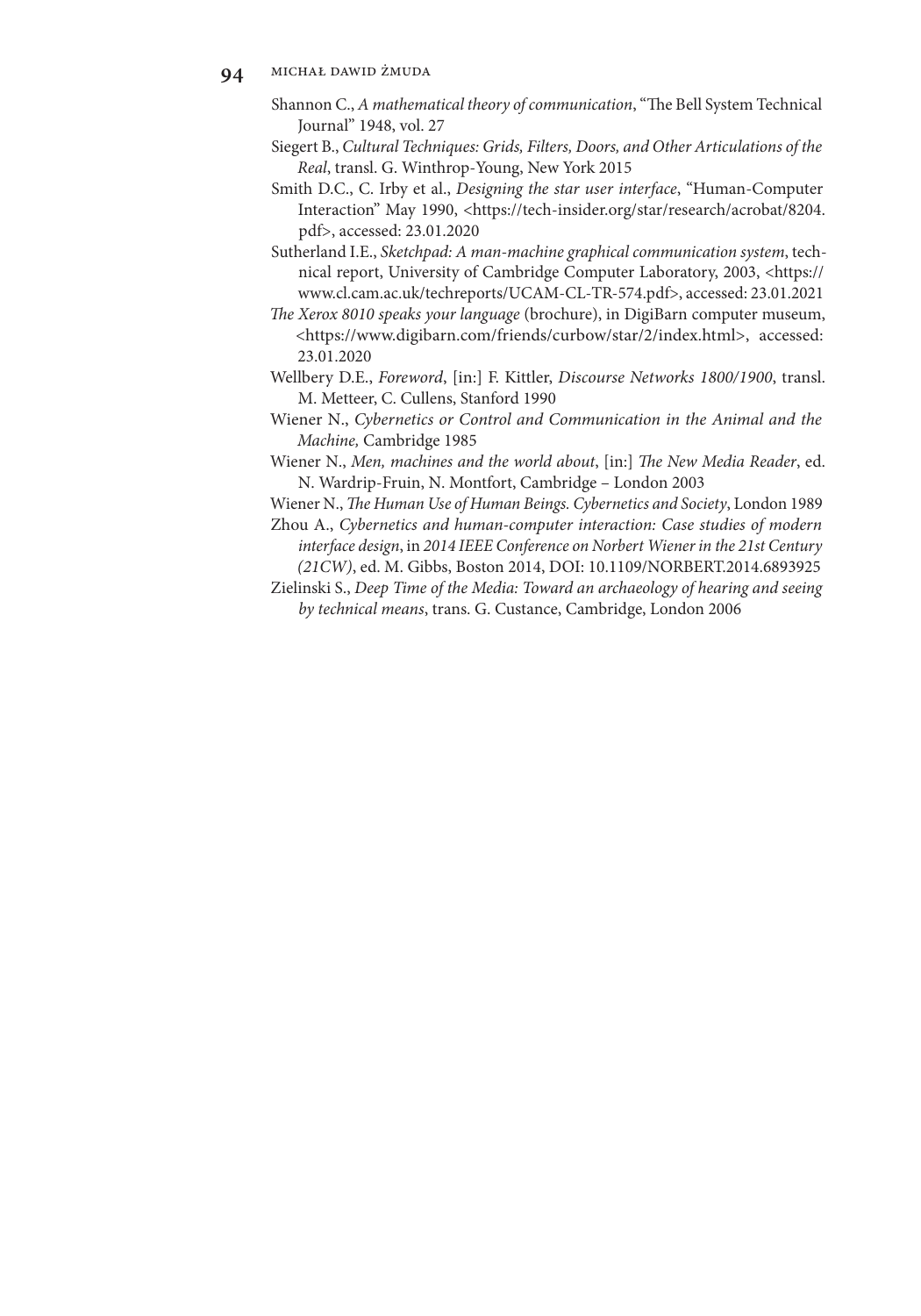Shannon C., *A mathematical theory of communication*, "The Bell System Technical Journal" 1948, vol. 27

Siegert B., *Cultural Techniques: Grids, Filters, Doors, and Other Articulations of the Real*, transl. G. Winthrop-Young, New York 2015

Smith D.C., C. Irby et al., *Designing the star user interface*, "Human-Computer Interaction" May 1990, <https://tech-insider.org/star/research/acrobat/8204.pdf>, accessed: 23.01.2020

Sutherland I.E., *Sketchpad: A man-machine graphical communication system*, technical report, University of Cambridge Computer Laboratory, 2003, <https://www.cl.cam.ac.uk/techreports/UCAM-CL-TR-574.pdf>, accessed: 23.01.2021

*The Xerox 8010 speaks your language* (brochure), in DigiBarn computer museum, <https://www.digibarn.com/friends/curbow/star/2/index.html>, accessed: 23.01.2020

Wellbery D.E., *Foreword*, [in:] F. Kittler, *Discourse Networks 1800/1900*, transl. M. Metteer, C. Cullens, Stanford 1990

Wiener N., *Cybernetics or Control and Communication in the Animal and the Machine,* Cambridge 1985

Wiener N., *Men, machines and the world about*, [in:] *The New Media Reader*, ed. N. Wardrip-Fruin, N. Montfort, Cambridge – London 2003

Wiener N., *The Human Use of Human Beings. Cybernetics and Society*, London 1989

Zhou A., *Cybernetics and human-computer interaction: Case studies of modern interface design*, in *2014 IEEE Conference on Norbert Wiener in the 21st Century (21CW)*, ed. M. Gibbs, Boston 2014, DOI: 10.1109/NORBERT.2014.6893925

Zielinski S., *Deep Time of the Media: Toward an archaeology of hearing and seeing by technical means*, trans. G. Custance, Cambridge, London 2006